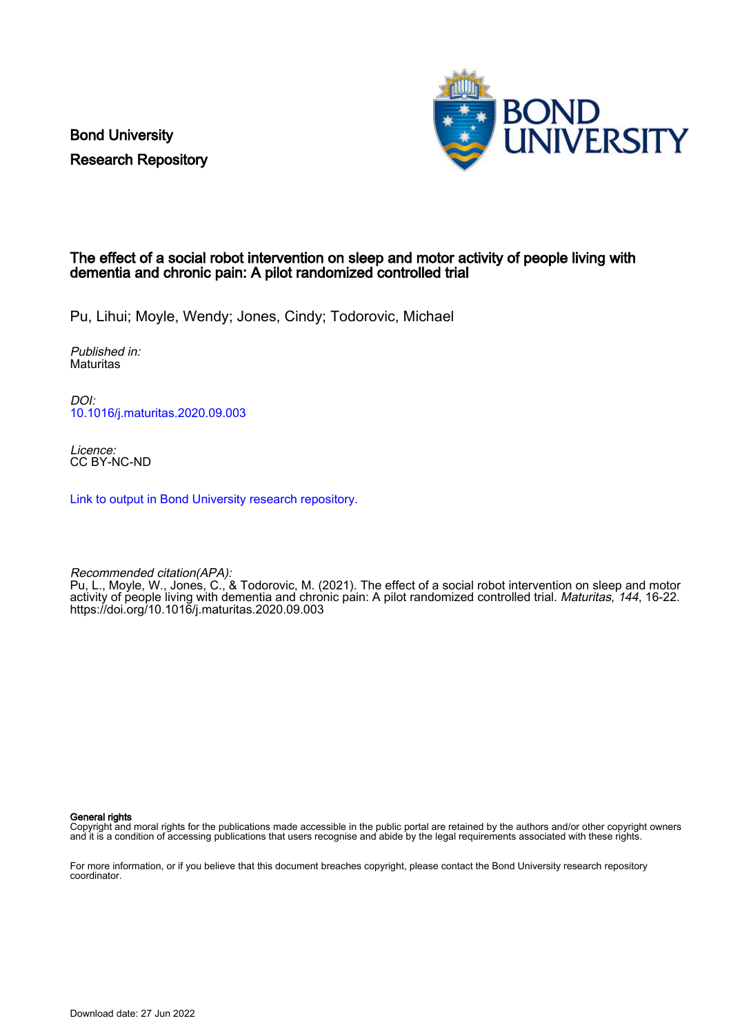Bond University
Research Repository

# The effect of a social robot intervention on sleep and motor activity of people living with dementia and chronic pain: A pilot randomized controlled trial

Pu, Lihui; Moyle, Wendy; Jones, Cindy; Todorovic, Michael

*Published in:*
Maturitas

*DOI:*
10.1016/j.maturitas.2020.09.003

*Licence:*
CC BY-NC-ND

Link to output in Bond University research repository.

*Recommended citation(APA):*
Pu, L., Moyle, W., Jones, C., & Todorovic, M. (2021). The effect of a social robot intervention on sleep and motor activity of people living with dementia and chronic pain: A pilot randomized controlled trial. *Maturitas*, *144*, 16-22. https://doi.org/10.1016/j.maturitas.2020.09.003

**General rights**
Copyright and moral rights for the publications made accessible in the public portal are retained by the authors and/or other copyright owners and it is a condition of accessing publications that users recognise and abide by the legal requirements associated with these rights.

For more information, or if you believe that this document breaches copyright, please contact the Bond University research repository coordinator.

Download date: 27 Jun 2022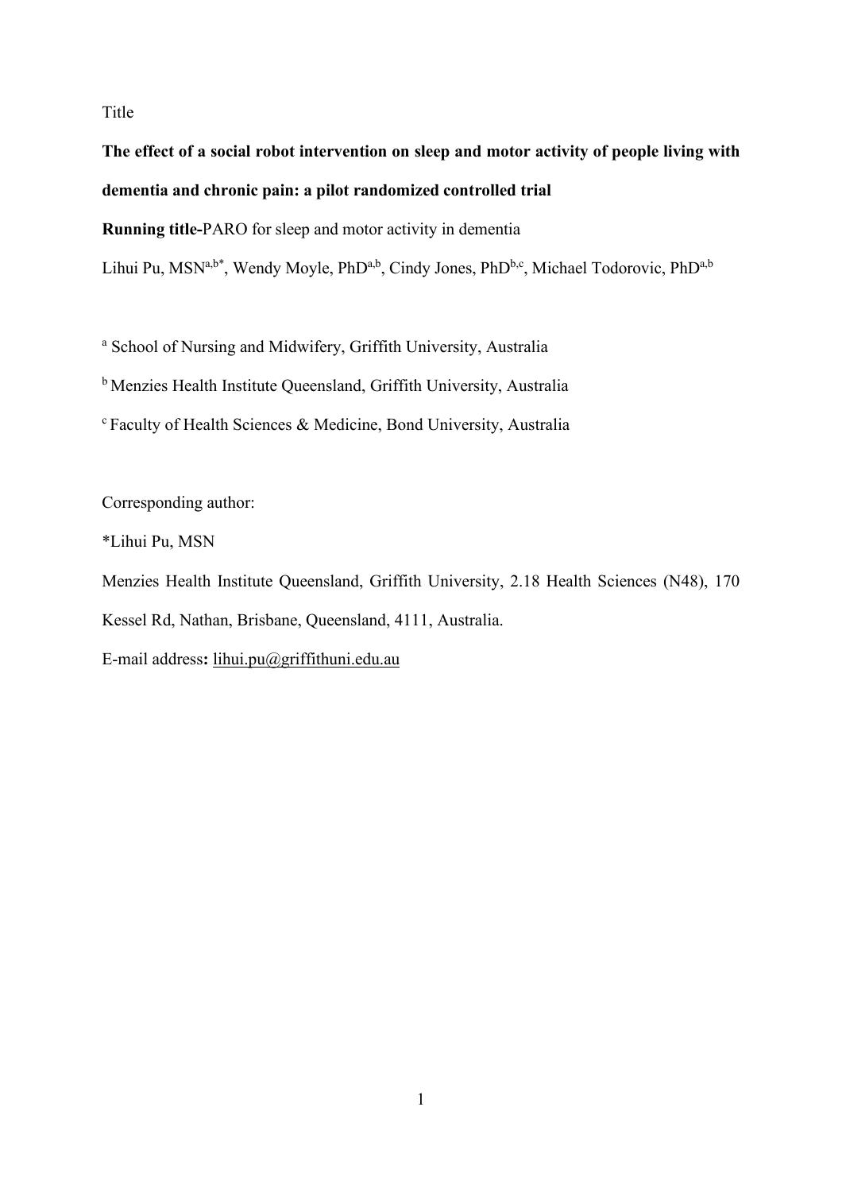Title

**The effect of a social robot intervention on sleep and motor activity of people living with dementia and chronic pain: a pilot randomized controlled trial**

**Running title-**PARO for sleep and motor activity in dementia

Lihui Pu, MSN[a,b*], Wendy Moyle, PhD[a,b], Cindy Jones, PhD[b,c], Michael Todorovic, PhD[a,b]

[a] School of Nursing and Midwifery, Griffith University, Australia

[b] Menzies Health Institute Queensland, Griffith University, Australia

[c] Faculty of Health Sciences & Medicine, Bond University, Australia

Corresponding author:

*Lihui Pu, MSN

Menzies Health Institute Queensland, Griffith University, 2.18 Health Sciences (N48), 170 Kessel Rd, Nathan, Brisbane, Queensland, 4111, Australia.

E-mail address**:** lihui.pu@griffithuni.edu.au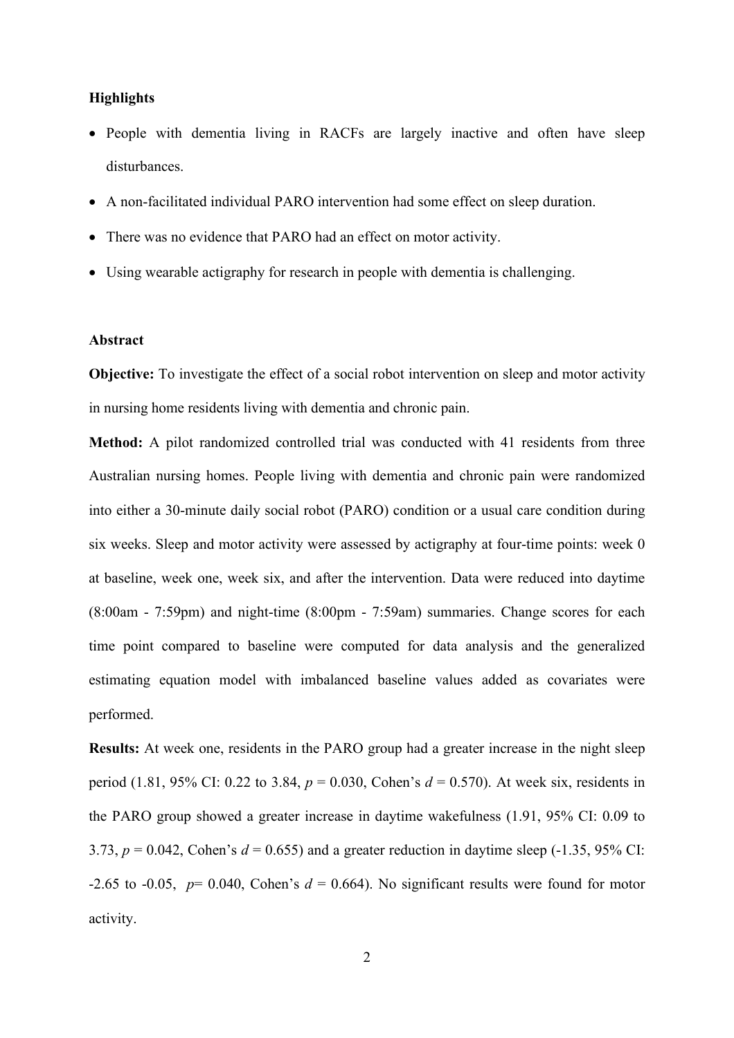**Highlights**

- People with dementia living in RACFs are largely inactive and often have sleep disturbances.
- A non-facilitated individual PARO intervention had some effect on sleep duration.
- There was no evidence that PARO had an effect on motor activity.
- Using wearable actigraphy for research in people with dementia is challenging.

**Abstract**

**Objective:** To investigate the effect of a social robot intervention on sleep and motor activity in nursing home residents living with dementia and chronic pain.

**Method:** A pilot randomized controlled trial was conducted with 41 residents from three Australian nursing homes. People living with dementia and chronic pain were randomized into either a 30-minute daily social robot (PARO) condition or a usual care condition during six weeks. Sleep and motor activity were assessed by actigraphy at four-time points: week 0 at baseline, week one, week six, and after the intervention. Data were reduced into daytime (8:00am - 7:59pm) and night-time (8:00pm - 7:59am) summaries. Change scores for each time point compared to baseline were computed for data analysis and the generalized estimating equation model with imbalanced baseline values added as covariates were performed.

**Results:** At week one, residents in the PARO group had a greater increase in the night sleep period (1.81, 95% CI: 0.22 to 3.84, $p = 0.030$, Cohen's $d = 0.570$). At week six, residents in the PARO group showed a greater increase in daytime wakefulness (1.91, 95% CI: 0.09 to 3.73, $p = 0.042$, Cohen's $d = 0.655$) and a greater reduction in daytime sleep (-1.35, 95% CI: -2.65 to -0.05, $p = 0.040$, Cohen's $d = 0.664$). No significant results were found for motor activity.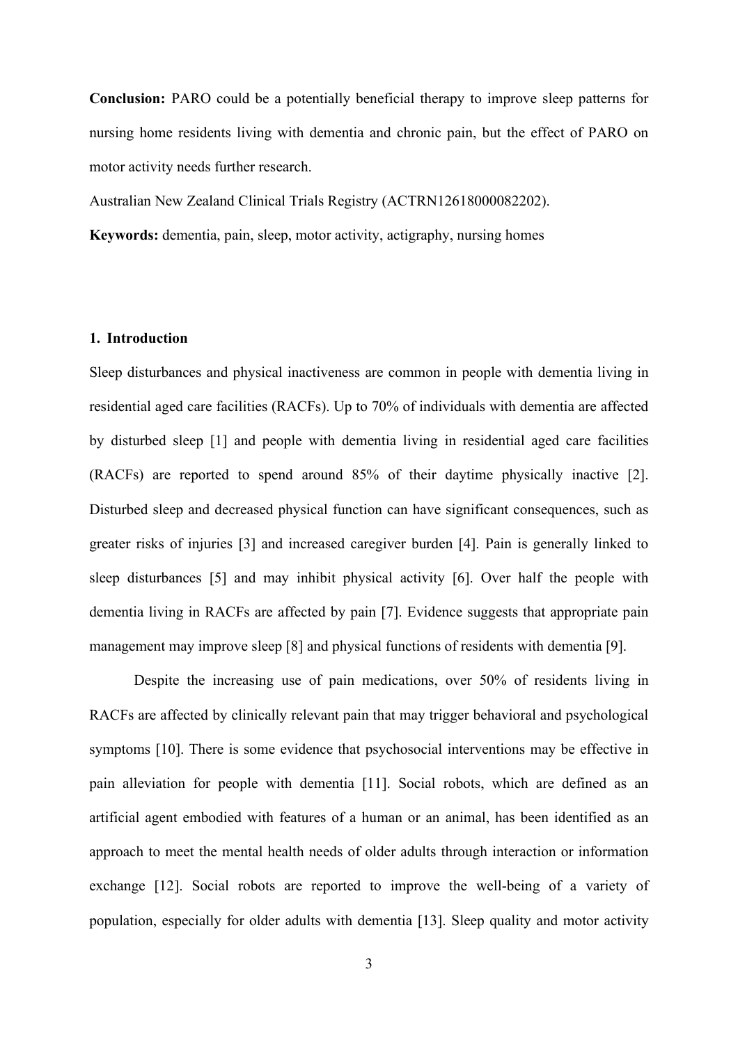**Conclusion:** PARO could be a potentially beneficial therapy to improve sleep patterns for nursing home residents living with dementia and chronic pain, but the effect of PARO on motor activity needs further research.

Australian New Zealand Clinical Trials Registry (ACTRN12618000082202).

**Keywords:** dementia, pain, sleep, motor activity, actigraphy, nursing homes

## 1. Introduction

Sleep disturbances and physical inactiveness are common in people with dementia living in residential aged care facilities (RACFs). Up to 70% of individuals with dementia are affected by disturbed sleep [1] and people with dementia living in residential aged care facilities (RACFs) are reported to spend around 85% of their daytime physically inactive [2]. Disturbed sleep and decreased physical function can have significant consequences, such as greater risks of injuries [3] and increased caregiver burden [4]. Pain is generally linked to sleep disturbances [5] and may inhibit physical activity [6]. Over half the people with dementia living in RACFs are affected by pain [7]. Evidence suggests that appropriate pain management may improve sleep [8] and physical functions of residents with dementia [9].

Despite the increasing use of pain medications, over 50% of residents living in RACFs are affected by clinically relevant pain that may trigger behavioral and psychological symptoms [10]. There is some evidence that psychosocial interventions may be effective in pain alleviation for people with dementia [11]. Social robots, which are defined as an artificial agent embodied with features of a human or an animal, has been identified as an approach to meet the mental health needs of older adults through interaction or information exchange [12]. Social robots are reported to improve the well-being of a variety of population, especially for older adults with dementia [13]. Sleep quality and motor activity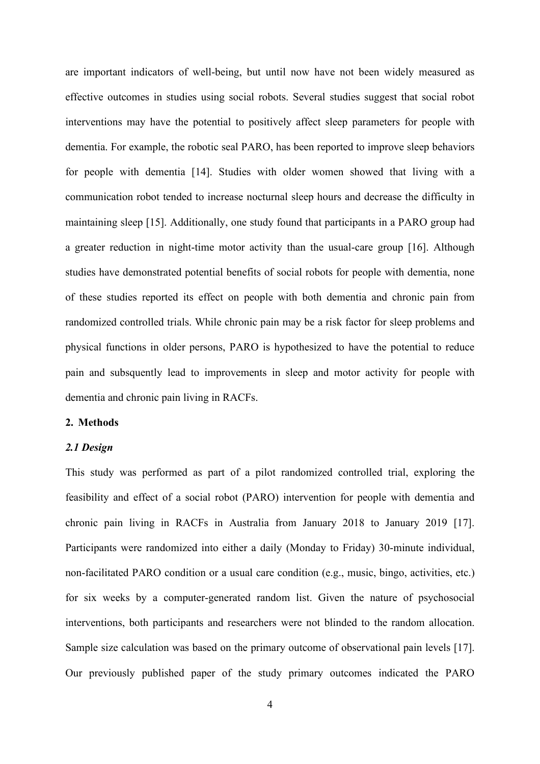are important indicators of well-being, but until now have not been widely measured as effective outcomes in studies using social robots. Several studies suggest that social robot interventions may have the potential to positively affect sleep parameters for people with dementia. For example, the robotic seal PARO, has been reported to improve sleep behaviors for people with dementia [14]. Studies with older women showed that living with a communication robot tended to increase nocturnal sleep hours and decrease the difficulty in maintaining sleep [15]. Additionally, one study found that participants in a PARO group had a greater reduction in night-time motor activity than the usual-care group [16]. Although studies have demonstrated potential benefits of social robots for people with dementia, none of these studies reported its effect on people with both dementia and chronic pain from randomized controlled trials. While chronic pain may be a risk factor for sleep problems and physical functions in older persons, PARO is hypothesized to have the potential to reduce pain and subsquently lead to improvements in sleep and motor activity for people with dementia and chronic pain living in RACFs.

## 2. Methods

### *2.1 Design*

This study was performed as part of a pilot randomized controlled trial, exploring the feasibility and effect of a social robot (PARO) intervention for people with dementia and chronic pain living in RACFs in Australia from January 2018 to January 2019 [17]. Participants were randomized into either a daily (Monday to Friday) 30-minute individual, non-facilitated PARO condition or a usual care condition (e.g., music, bingo, activities, etc.) for six weeks by a computer-generated random list. Given the nature of psychosocial interventions, both participants and researchers were not blinded to the random allocation. Sample size calculation was based on the primary outcome of observational pain levels [17]. Our previously published paper of the study primary outcomes indicated the PARO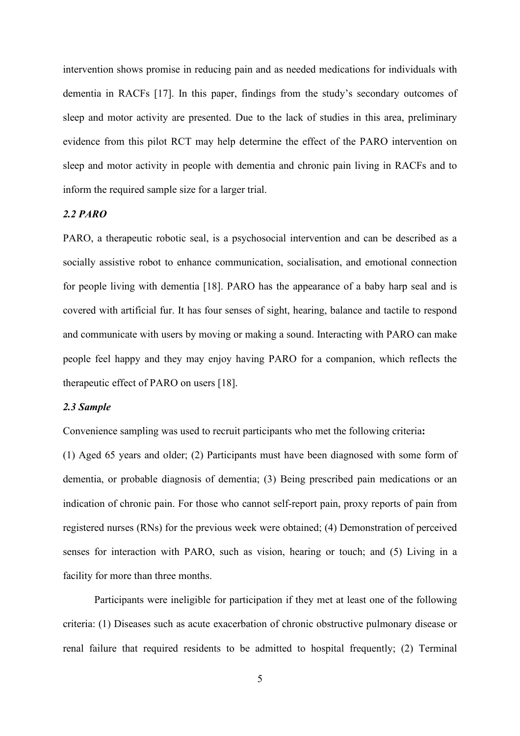intervention shows promise in reducing pain and as needed medications for individuals with dementia in RACFs [17]. In this paper, findings from the study's secondary outcomes of sleep and motor activity are presented. Due to the lack of studies in this area, preliminary evidence from this pilot RCT may help determine the effect of the PARO intervention on sleep and motor activity in people with dementia and chronic pain living in RACFs and to inform the required sample size for a larger trial.

### *2.2 PARO*

PARO, a therapeutic robotic seal, is a psychosocial intervention and can be described as a socially assistive robot to enhance communication, socialisation, and emotional connection for people living with dementia [18]. PARO has the appearance of a baby harp seal and is covered with artificial fur. It has four senses of sight, hearing, balance and tactile to respond and communicate with users by moving or making a sound. Interacting with PARO can make people feel happy and they may enjoy having PARO for a companion, which reflects the therapeutic effect of PARO on users [18].

### *2.3 Sample*

Convenience sampling was used to recruit participants who met the following criteria**:**

(1) Aged 65 years and older; (2) Participants must have been diagnosed with some form of dementia, or probable diagnosis of dementia; (3) Being prescribed pain medications or an indication of chronic pain. For those who cannot self-report pain, proxy reports of pain from registered nurses (RNs) for the previous week were obtained; (4) Demonstration of perceived senses for interaction with PARO, such as vision, hearing or touch; and (5) Living in a facility for more than three months.

Participants were ineligible for participation if they met at least one of the following criteria: (1) Diseases such as acute exacerbation of chronic obstructive pulmonary disease or renal failure that required residents to be admitted to hospital frequently; (2) Terminal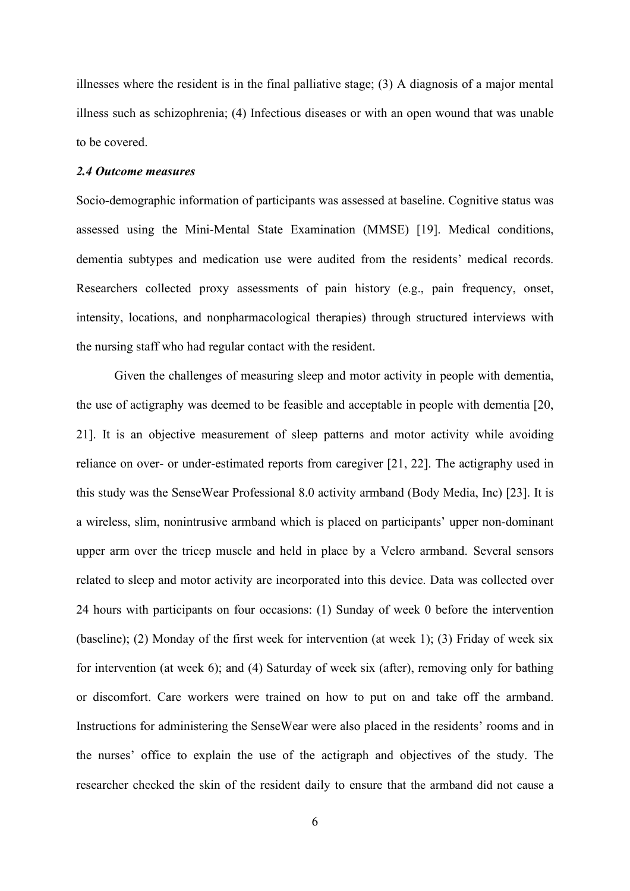illnesses where the resident is in the final palliative stage; (3) A diagnosis of a major mental illness such as schizophrenia; (4) Infectious diseases or with an open wound that was unable to be covered.

### *2.4 Outcome measures*

Socio-demographic information of participants was assessed at baseline. Cognitive status was assessed using the Mini-Mental State Examination (MMSE) [19]. Medical conditions, dementia subtypes and medication use were audited from the residents' medical records. Researchers collected proxy assessments of pain history (e.g., pain frequency, onset, intensity, locations, and nonpharmacological therapies) through structured interviews with the nursing staff who had regular contact with the resident.

Given the challenges of measuring sleep and motor activity in people with dementia, the use of actigraphy was deemed to be feasible and acceptable in people with dementia [20, 21]. It is an objective measurement of sleep patterns and motor activity while avoiding reliance on over- or under-estimated reports from caregiver [21, 22]. The actigraphy used in this study was the SenseWear Professional 8.0 activity armband (Body Media, Inc) [23]. It is a wireless, slim, nonintrusive armband which is placed on participants' upper non-dominant upper arm over the tricep muscle and held in place by a Velcro armband. Several sensors related to sleep and motor activity are incorporated into this device. Data was collected over 24 hours with participants on four occasions: (1) Sunday of week 0 before the intervention (baseline); (2) Monday of the first week for intervention (at week 1); (3) Friday of week six for intervention (at week 6); and (4) Saturday of week six (after), removing only for bathing or discomfort. Care workers were trained on how to put on and take off the armband. Instructions for administering the SenseWear were also placed in the residents' rooms and in the nurses' office to explain the use of the actigraph and objectives of the study. The researcher checked the skin of the resident daily to ensure that the armband did not cause a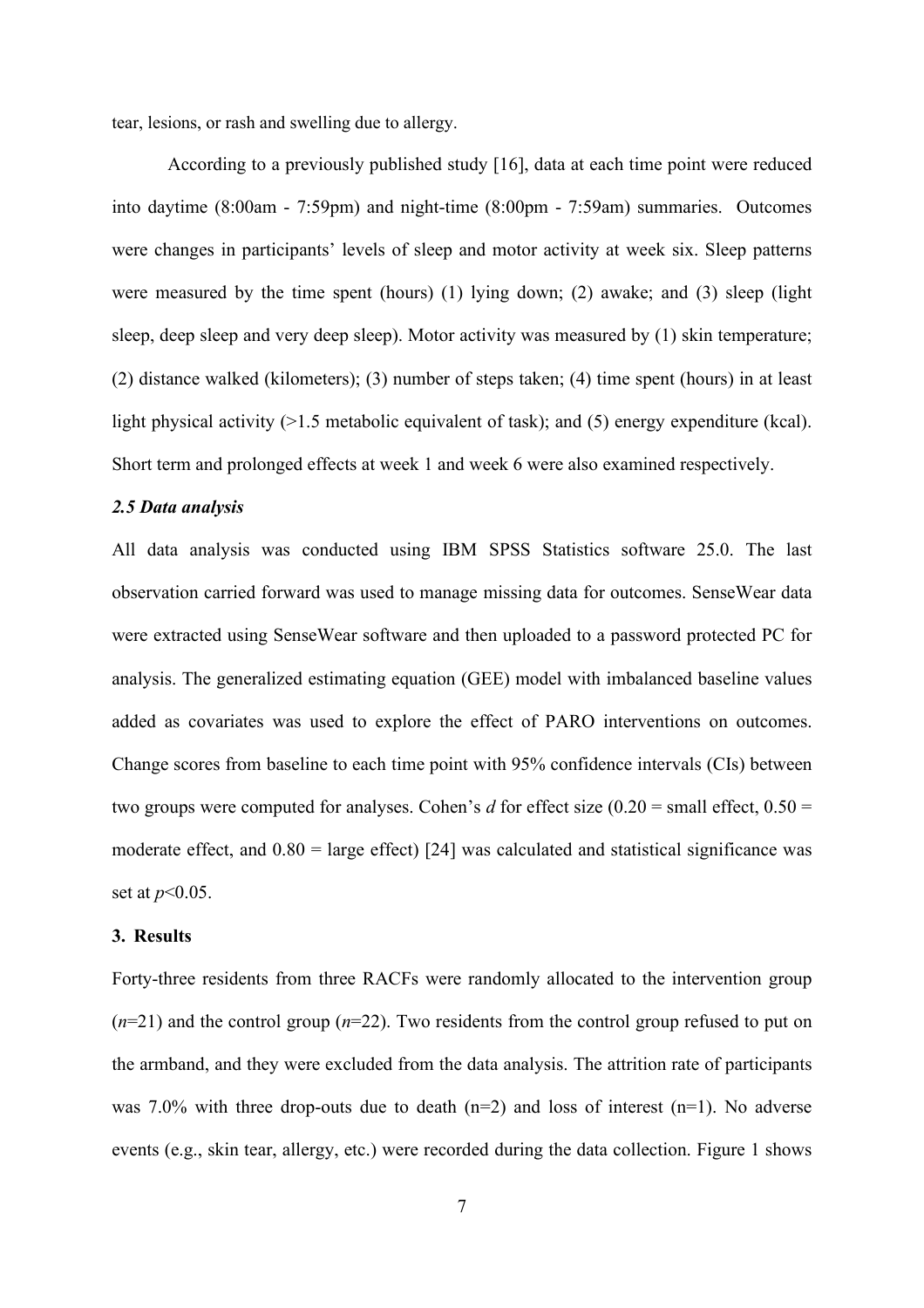tear, lesions, or rash and swelling due to allergy.

According to a previously published study [16], data at each time point were reduced into daytime (8:00am - 7:59pm) and night-time (8:00pm - 7:59am) summaries. Outcomes were changes in participants' levels of sleep and motor activity at week six. Sleep patterns were measured by the time spent (hours) (1) lying down; (2) awake; and (3) sleep (light sleep, deep sleep and very deep sleep). Motor activity was measured by (1) skin temperature; (2) distance walked (kilometers); (3) number of steps taken; (4) time spent (hours) in at least light physical activity (>1.5 metabolic equivalent of task); and (5) energy expenditure (kcal). Short term and prolonged effects at week 1 and week 6 were also examined respectively.

### *2.5 Data analysis*

All data analysis was conducted using IBM SPSS Statistics software 25.0. The last observation carried forward was used to manage missing data for outcomes. SenseWear data were extracted using SenseWear software and then uploaded to a password protected PC for analysis. The generalized estimating equation (GEE) model with imbalanced baseline values added as covariates was used to explore the effect of PARO interventions on outcomes. Change scores from baseline to each time point with 95% confidence intervals (CIs) between two groups were computed for analyses. Cohen's *d* for effect size (0.20 = small effect, 0.50 = moderate effect, and 0.80 = large effect) [24] was calculated and statistical significance was set at $p<0.05$.

## 3. Results

Forty-three residents from three RACFs were randomly allocated to the intervention group ($n$=21) and the control group ($n$=22). Two residents from the control group refused to put on the armband, and they were excluded from the data analysis. The attrition rate of participants was 7.0% with three drop-outs due to death (n=2) and loss of interest (n=1). No adverse events (e.g., skin tear, allergy, etc.) were recorded during the data collection. Figure 1 shows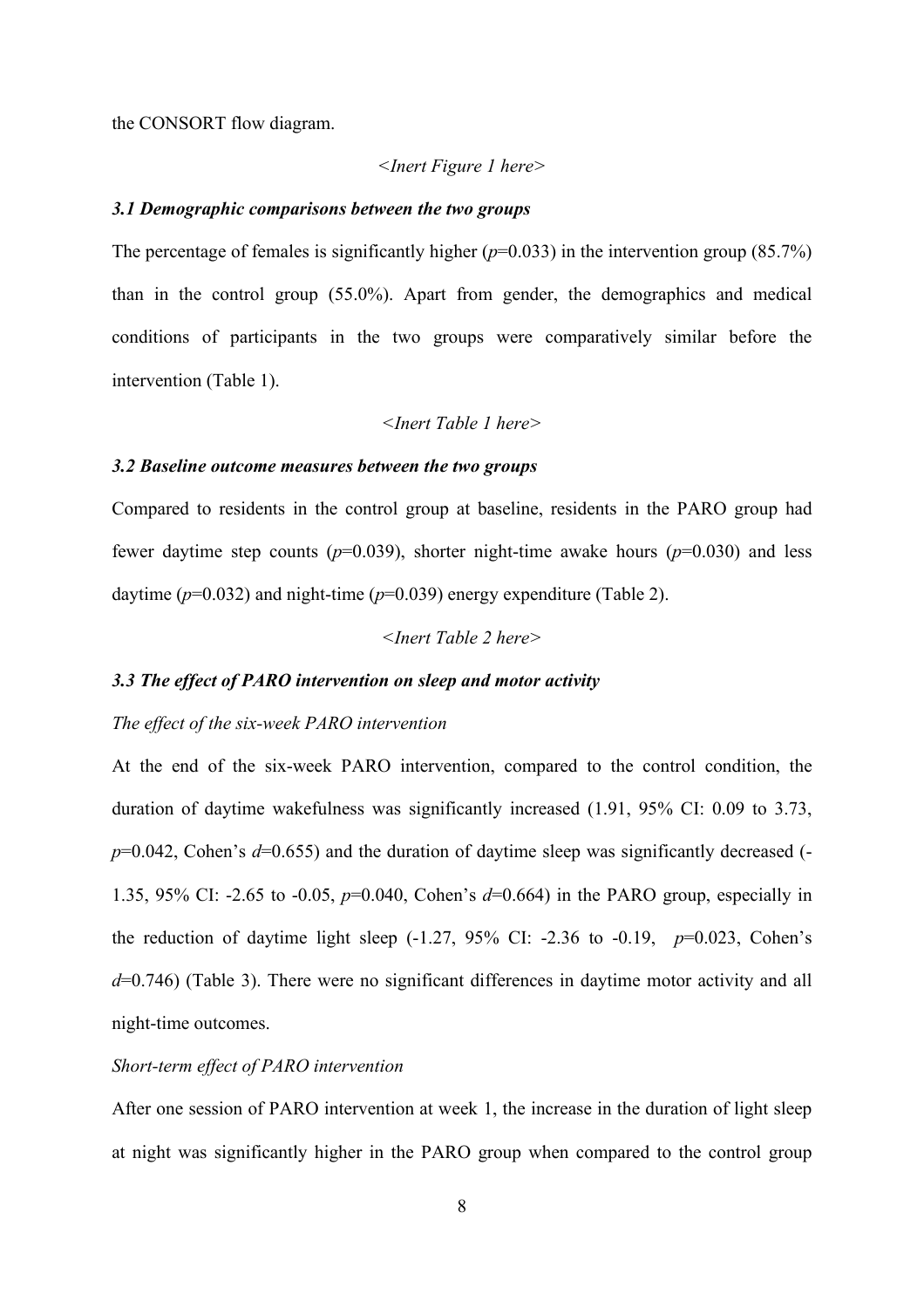the CONSORT flow diagram.

*<Inert Figure 1 here>*

### *3.1 Demographic comparisons between the two groups*

The percentage of females is significantly higher ($p$=0.033) in the intervention group (85.7%) than in the control group (55.0%). Apart from gender, the demographics and medical conditions of participants in the two groups were comparatively similar before the intervention (Table 1).

*<Inert Table 1 here>*

### *3.2 Baseline outcome measures between the two groups*

Compared to residents in the control group at baseline, residents in the PARO group had fewer daytime step counts ($p$=0.039), shorter night-time awake hours ($p$=0.030) and less daytime ($p$=0.032) and night-time ($p$=0.039) energy expenditure (Table 2).

*<Inert Table 2 here>*

### *3.3 The effect of PARO intervention on sleep and motor activity*

*The effect of the six-week PARO intervention*

At the end of the six-week PARO intervention, compared to the control condition, the duration of daytime wakefulness was significantly increased (1.91, 95% CI: 0.09 to 3.73, $p$=0.042, Cohen's $d$=0.655) and the duration of daytime sleep was significantly decreased (-1.35, 95% CI: -2.65 to -0.05, $p$=0.040, Cohen's $d$=0.664) in the PARO group, especially in the reduction of daytime light sleep (-1.27, 95% CI: -2.36 to -0.19, $p$=0.023, Cohen's $d$=0.746) (Table 3). There were no significant differences in daytime motor activity and all night-time outcomes.

*Short-term effect of PARO intervention*

After one session of PARO intervention at week 1, the increase in the duration of light sleep at night was significantly higher in the PARO group when compared to the control group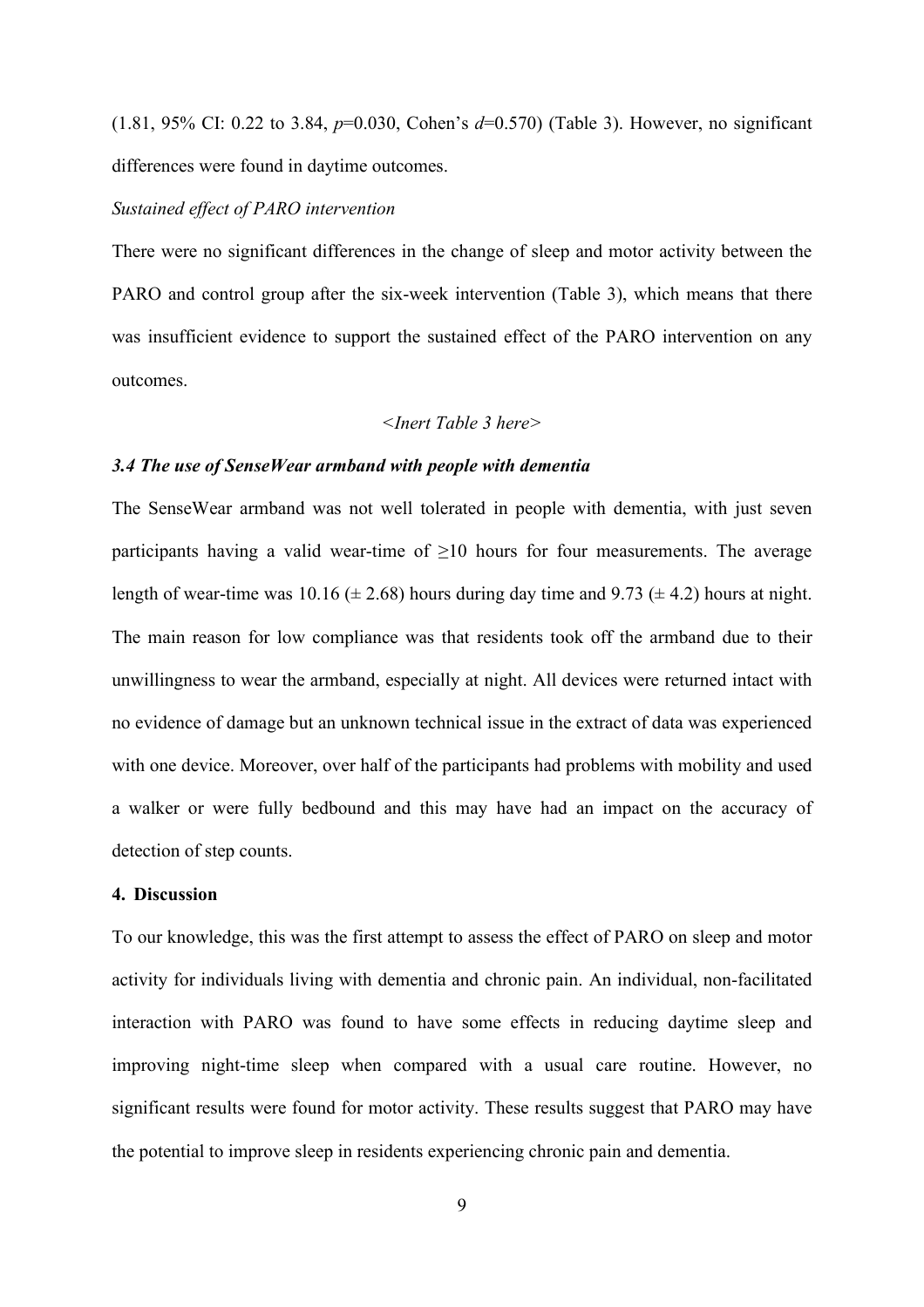(1.81, 95% CI: 0.22 to 3.84, *p*=0.030, Cohen's *d*=0.570) (Table 3). However, no significant differences were found in daytime outcomes.

*Sustained effect of PARO intervention*

There were no significant differences in the change of sleep and motor activity between the PARO and control group after the six-week intervention (Table 3), which means that there was insufficient evidence to support the sustained effect of the PARO intervention on any outcomes.

*<Inert Table 3 here>*

### *3.4 The use of SenseWear armband with people with dementia*

The SenseWear armband was not well tolerated in people with dementia, with just seven participants having a valid wear-time of ≥10 hours for four measurements. The average length of wear-time was 10.16 (± 2.68) hours during day time and 9.73 (± 4.2) hours at night. The main reason for low compliance was that residents took off the armband due to their unwillingness to wear the armband, especially at night. All devices were returned intact with no evidence of damage but an unknown technical issue in the extract of data was experienced with one device. Moreover, over half of the participants had problems with mobility and used a walker or were fully bedbound and this may have had an impact on the accuracy of detection of step counts.

## 4. Discussion

To our knowledge, this was the first attempt to assess the effect of PARO on sleep and motor activity for individuals living with dementia and chronic pain. An individual, non-facilitated interaction with PARO was found to have some effects in reducing daytime sleep and improving night-time sleep when compared with a usual care routine. However, no significant results were found for motor activity. These results suggest that PARO may have the potential to improve sleep in residents experiencing chronic pain and dementia.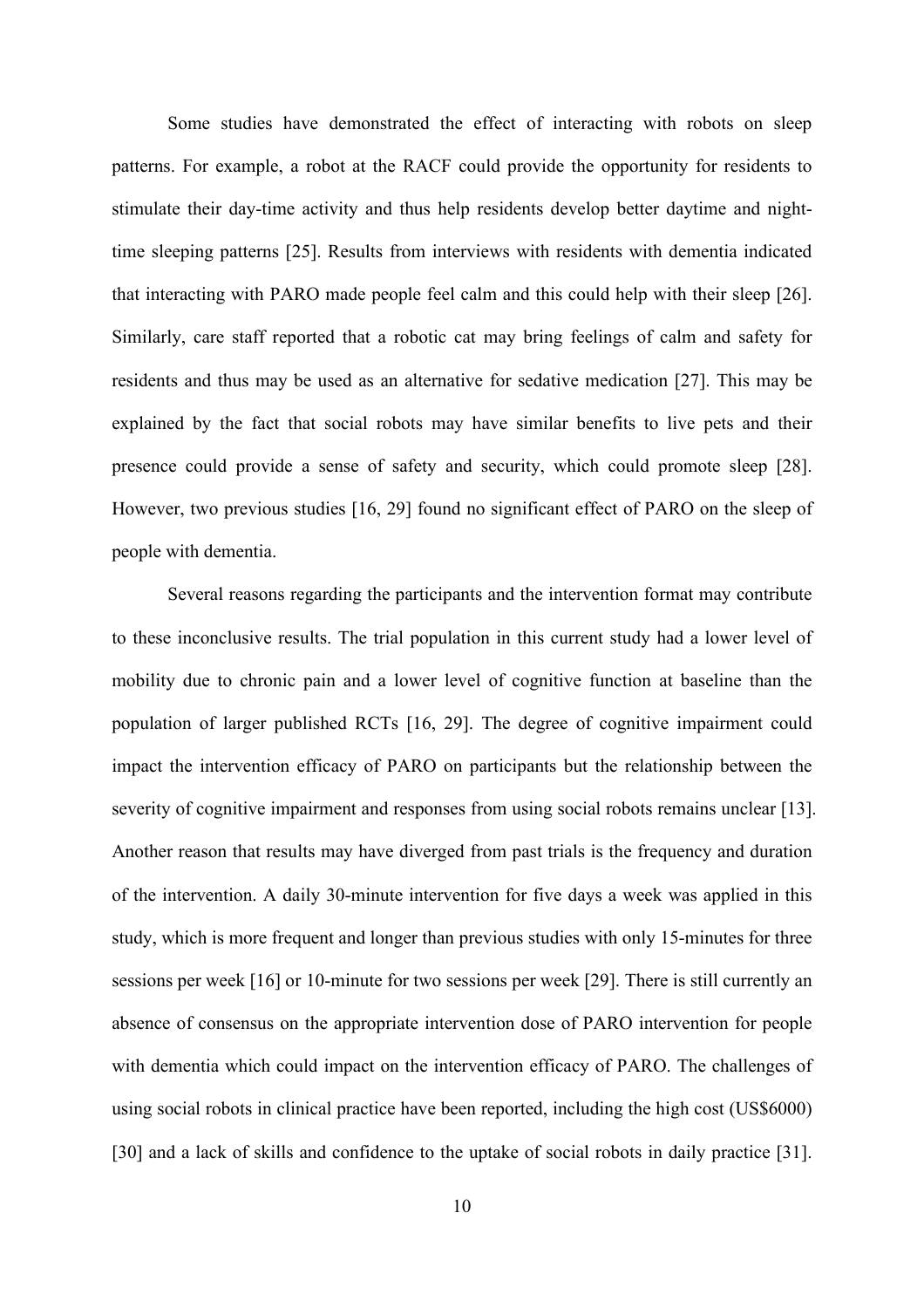Some studies have demonstrated the effect of interacting with robots on sleep patterns. For example, a robot at the RACF could provide the opportunity for residents to stimulate their day-time activity and thus help residents develop better daytime and night-time sleeping patterns [25]. Results from interviews with residents with dementia indicated that interacting with PARO made people feel calm and this could help with their sleep [26]. Similarly, care staff reported that a robotic cat may bring feelings of calm and safety for residents and thus may be used as an alternative for sedative medication [27]. This may be explained by the fact that social robots may have similar benefits to live pets and their presence could provide a sense of safety and security, which could promote sleep [28]. However, two previous studies [16, 29] found no significant effect of PARO on the sleep of people with dementia.

Several reasons regarding the participants and the intervention format may contribute to these inconclusive results. The trial population in this current study had a lower level of mobility due to chronic pain and a lower level of cognitive function at baseline than the population of larger published RCTs [16, 29]. The degree of cognitive impairment could impact the intervention efficacy of PARO on participants but the relationship between the severity of cognitive impairment and responses from using social robots remains unclear [13]. Another reason that results may have diverged from past trials is the frequency and duration of the intervention. A daily 30-minute intervention for five days a week was applied in this study, which is more frequent and longer than previous studies with only 15-minutes for three sessions per week [16] or 10-minute for two sessions per week [29]. There is still currently an absence of consensus on the appropriate intervention dose of PARO intervention for people with dementia which could impact on the intervention efficacy of PARO. The challenges of using social robots in clinical practice have been reported, including the high cost (US$6000) [30] and a lack of skills and confidence to the uptake of social robots in daily practice [31].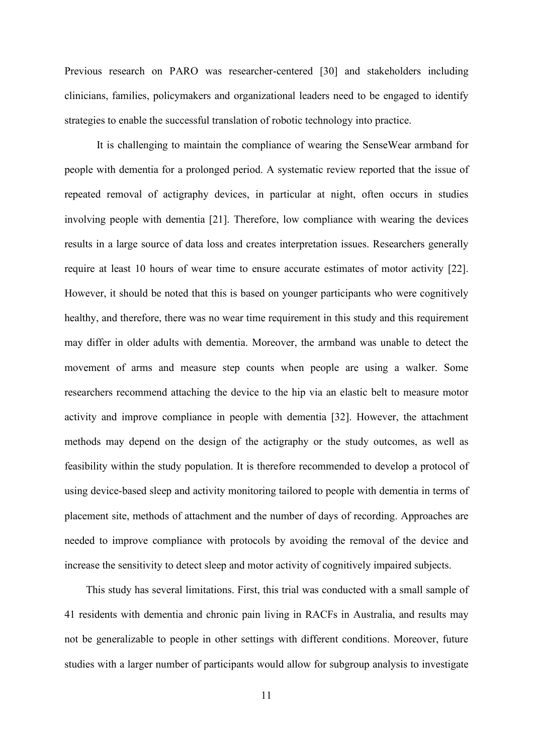Previous research on PARO was researcher-centered [30] and stakeholders including clinicians, families, policymakers and organizational leaders need to be engaged to identify strategies to enable the successful translation of robotic technology into practice.

It is challenging to maintain the compliance of wearing the SenseWear armband for people with dementia for a prolonged period. A systematic review reported that the issue of repeated removal of actigraphy devices, in particular at night, often occurs in studies involving people with dementia [21]. Therefore, low compliance with wearing the devices results in a large source of data loss and creates interpretation issues. Researchers generally require at least 10 hours of wear time to ensure accurate estimates of motor activity [22]. However, it should be noted that this is based on younger participants who were cognitively healthy, and therefore, there was no wear time requirement in this study and this requirement may differ in older adults with dementia. Moreover, the armband was unable to detect the movement of arms and measure step counts when people are using a walker. Some researchers recommend attaching the device to the hip via an elastic belt to measure motor activity and improve compliance in people with dementia [32]. However, the attachment methods may depend on the design of the actigraphy or the study outcomes, as well as feasibility within the study population. It is therefore recommended to develop a protocol of using device-based sleep and activity monitoring tailored to people with dementia in terms of placement site, methods of attachment and the number of days of recording. Approaches are needed to improve compliance with protocols by avoiding the removal of the device and increase the sensitivity to detect sleep and motor activity of cognitively impaired subjects.

This study has several limitations. First, this trial was conducted with a small sample of 41 residents with dementia and chronic pain living in RACFs in Australia, and results may not be generalizable to people in other settings with different conditions. Moreover, future studies with a larger number of participants would allow for subgroup analysis to investigate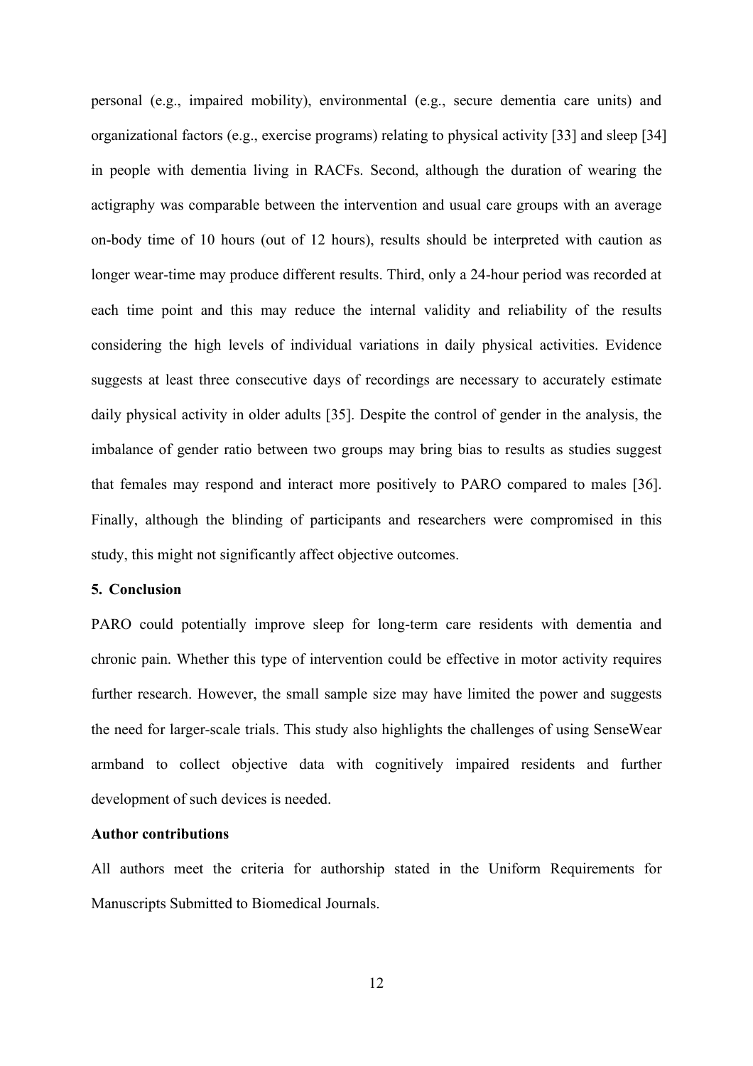personal (e.g., impaired mobility), environmental (e.g., secure dementia care units) and organizational factors (e.g., exercise programs) relating to physical activity [33] and sleep [34] in people with dementia living in RACFs. Second, although the duration of wearing the actigraphy was comparable between the intervention and usual care groups with an average on-body time of 10 hours (out of 12 hours), results should be interpreted with caution as longer wear-time may produce different results. Third, only a 24-hour period was recorded at each time point and this may reduce the internal validity and reliability of the results considering the high levels of individual variations in daily physical activities. Evidence suggests at least three consecutive days of recordings are necessary to accurately estimate daily physical activity in older adults [35]. Despite the control of gender in the analysis, the imbalance of gender ratio between two groups may bring bias to results as studies suggest that females may respond and interact more positively to PARO compared to males [36]. Finally, although the blinding of participants and researchers were compromised in this study, this might not significantly affect objective outcomes.

## 5. Conclusion

PARO could potentially improve sleep for long-term care residents with dementia and chronic pain. Whether this type of intervention could be effective in motor activity requires further research. However, the small sample size may have limited the power and suggests the need for larger-scale trials. This study also highlights the challenges of using SenseWear armband to collect objective data with cognitively impaired residents and further development of such devices is needed.

## Author contributions

All authors meet the criteria for authorship stated in the Uniform Requirements for Manuscripts Submitted to Biomedical Journals.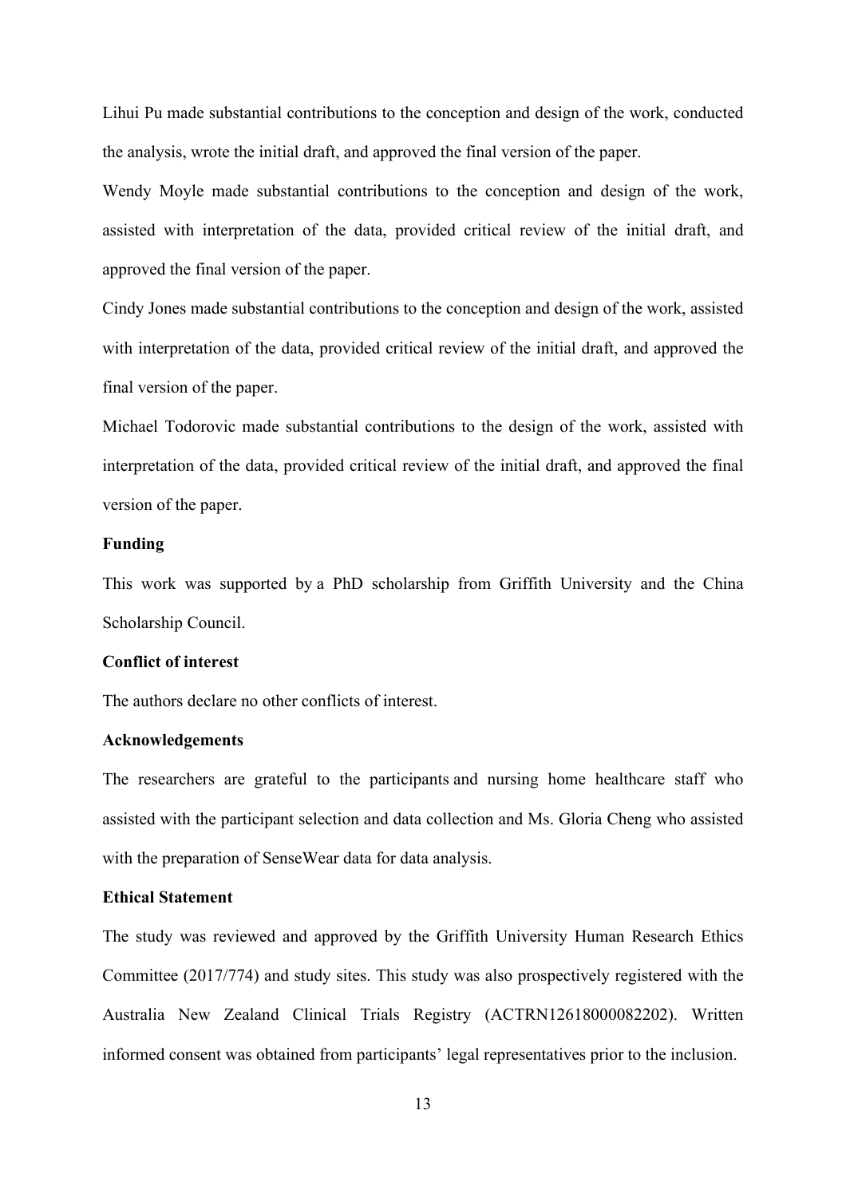Lihui Pu made substantial contributions to the conception and design of the work, conducted the analysis, wrote the initial draft, and approved the final version of the paper.

Wendy Moyle made substantial contributions to the conception and design of the work, assisted with interpretation of the data, provided critical review of the initial draft, and approved the final version of the paper.

Cindy Jones made substantial contributions to the conception and design of the work, assisted with interpretation of the data, provided critical review of the initial draft, and approved the final version of the paper.

Michael Todorovic made substantial contributions to the design of the work, assisted with interpretation of the data, provided critical review of the initial draft, and approved the final version of the paper.

**Funding**

This work was supported by a PhD scholarship from Griffith University and the China Scholarship Council.

**Conflict of interest**

The authors declare no other conflicts of interest.

**Acknowledgements**

The researchers are grateful to the participants and nursing home healthcare staff who assisted with the participant selection and data collection and Ms. Gloria Cheng who assisted with the preparation of SenseWear data for data analysis.

**Ethical Statement**

The study was reviewed and approved by the Griffith University Human Research Ethics Committee (2017/774) and study sites. This study was also prospectively registered with the Australia New Zealand Clinical Trials Registry (ACTRN12618000082202). Written informed consent was obtained from participants' legal representatives prior to the inclusion.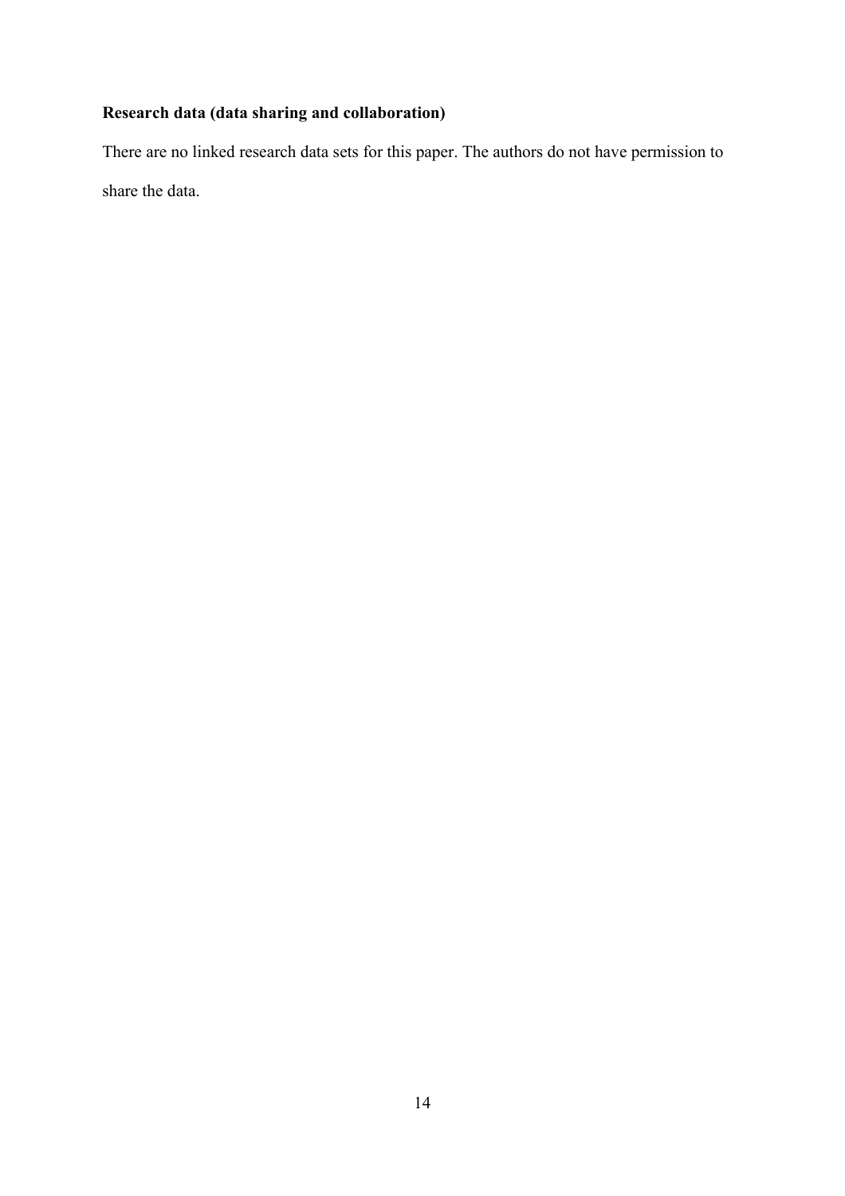**Research data (data sharing and collaboration)**

There are no linked research data sets for this paper. The authors do not have permission to share the data.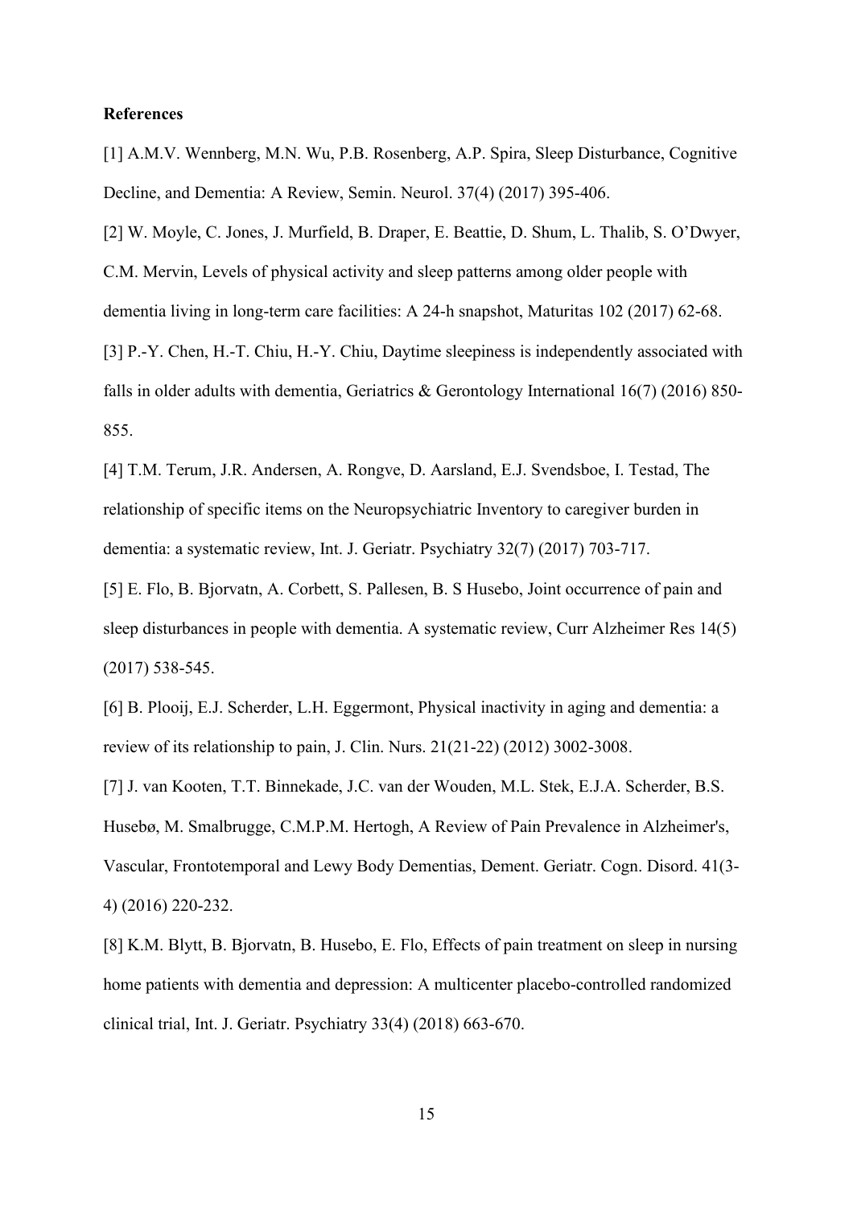**References**

[1] A.M.V. Wennberg, M.N. Wu, P.B. Rosenberg, A.P. Spira, Sleep Disturbance, Cognitive Decline, and Dementia: A Review, Semin. Neurol. 37(4) (2017) 395-406.

[2] W. Moyle, C. Jones, J. Murfield, B. Draper, E. Beattie, D. Shum, L. Thalib, S. O'Dwyer, C.M. Mervin, Levels of physical activity and sleep patterns among older people with dementia living in long-term care facilities: A 24-h snapshot, Maturitas 102 (2017) 62-68.

[3] P.-Y. Chen, H.-T. Chiu, H.-Y. Chiu, Daytime sleepiness is independently associated with falls in older adults with dementia, Geriatrics & Gerontology International 16(7) (2016) 850-855.

[4] T.M. Terum, J.R. Andersen, A. Rongve, D. Aarsland, E.J. Svendsboe, I. Testad, The relationship of specific items on the Neuropsychiatric Inventory to caregiver burden in dementia: a systematic review, Int. J. Geriatr. Psychiatry 32(7) (2017) 703-717.

[5] E. Flo, B. Bjorvatn, A. Corbett, S. Pallesen, B. S Husebo, Joint occurrence of pain and sleep disturbances in people with dementia. A systematic review, Curr Alzheimer Res 14(5) (2017) 538-545.

[6] B. Plooij, E.J. Scherder, L.H. Eggermont, Physical inactivity in aging and dementia: a review of its relationship to pain, J. Clin. Nurs. 21(21-22) (2012) 3002-3008.

[7] J. van Kooten, T.T. Binnekade, J.C. van der Wouden, M.L. Stek, E.J.A. Scherder, B.S. Husebø, M. Smalbrugge, C.M.P.M. Hertogh, A Review of Pain Prevalence in Alzheimer's, Vascular, Frontotemporal and Lewy Body Dementias, Dement. Geriatr. Cogn. Disord. 41(3-4) (2016) 220-232.

[8] K.M. Blytt, B. Bjorvatn, B. Husebo, E. Flo, Effects of pain treatment on sleep in nursing home patients with dementia and depression: A multicenter placebo-controlled randomized clinical trial, Int. J. Geriatr. Psychiatry 33(4) (2018) 663-670.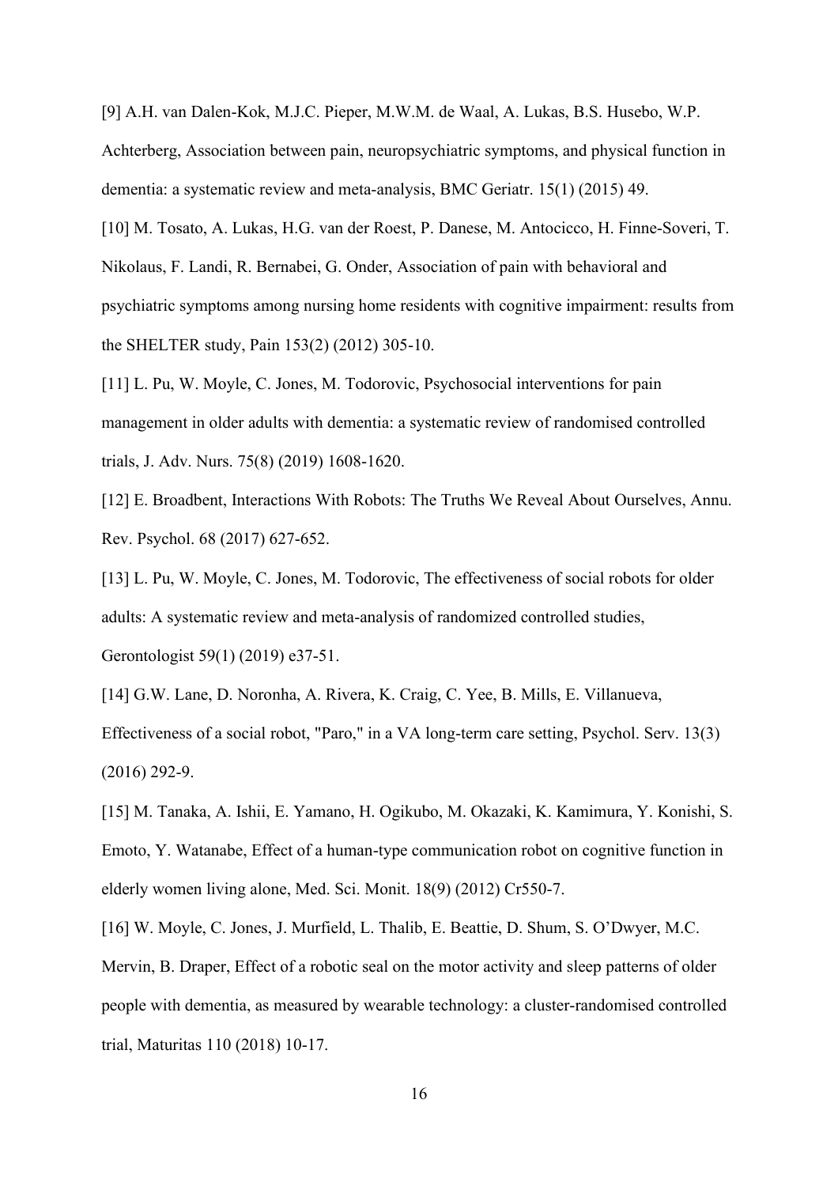[9] A.H. van Dalen-Kok, M.J.C. Pieper, M.W.M. de Waal, A. Lukas, B.S. Husebo, W.P. Achterberg, Association between pain, neuropsychiatric symptoms, and physical function in dementia: a systematic review and meta-analysis, BMC Geriatr. 15(1) (2015) 49.

[10] M. Tosato, A. Lukas, H.G. van der Roest, P. Danese, M. Antocicco, H. Finne-Soveri, T. Nikolaus, F. Landi, R. Bernabei, G. Onder, Association of pain with behavioral and psychiatric symptoms among nursing home residents with cognitive impairment: results from the SHELTER study, Pain 153(2) (2012) 305-10.

[11] L. Pu, W. Moyle, C. Jones, M. Todorovic, Psychosocial interventions for pain management in older adults with dementia: a systematic review of randomised controlled trials, J. Adv. Nurs. 75(8) (2019) 1608-1620.

[12] E. Broadbent, Interactions With Robots: The Truths We Reveal About Ourselves, Annu. Rev. Psychol. 68 (2017) 627-652.

[13] L. Pu, W. Moyle, C. Jones, M. Todorovic, The effectiveness of social robots for older adults: A systematic review and meta-analysis of randomized controlled studies, Gerontologist 59(1) (2019) e37-51.

[14] G.W. Lane, D. Noronha, A. Rivera, K. Craig, C. Yee, B. Mills, E. Villanueva, Effectiveness of a social robot, "Paro," in a VA long-term care setting, Psychol. Serv. 13(3) (2016) 292-9.

[15] M. Tanaka, A. Ishii, E. Yamano, H. Ogikubo, M. Okazaki, K. Kamimura, Y. Konishi, S. Emoto, Y. Watanabe, Effect of a human-type communication robot on cognitive function in elderly women living alone, Med. Sci. Monit. 18(9) (2012) Cr550-7.

[16] W. Moyle, C. Jones, J. Murfield, L. Thalib, E. Beattie, D. Shum, S. O'Dwyer, M.C. Mervin, B. Draper, Effect of a robotic seal on the motor activity and sleep patterns of older people with dementia, as measured by wearable technology: a cluster-randomised controlled trial, Maturitas 110 (2018) 10-17.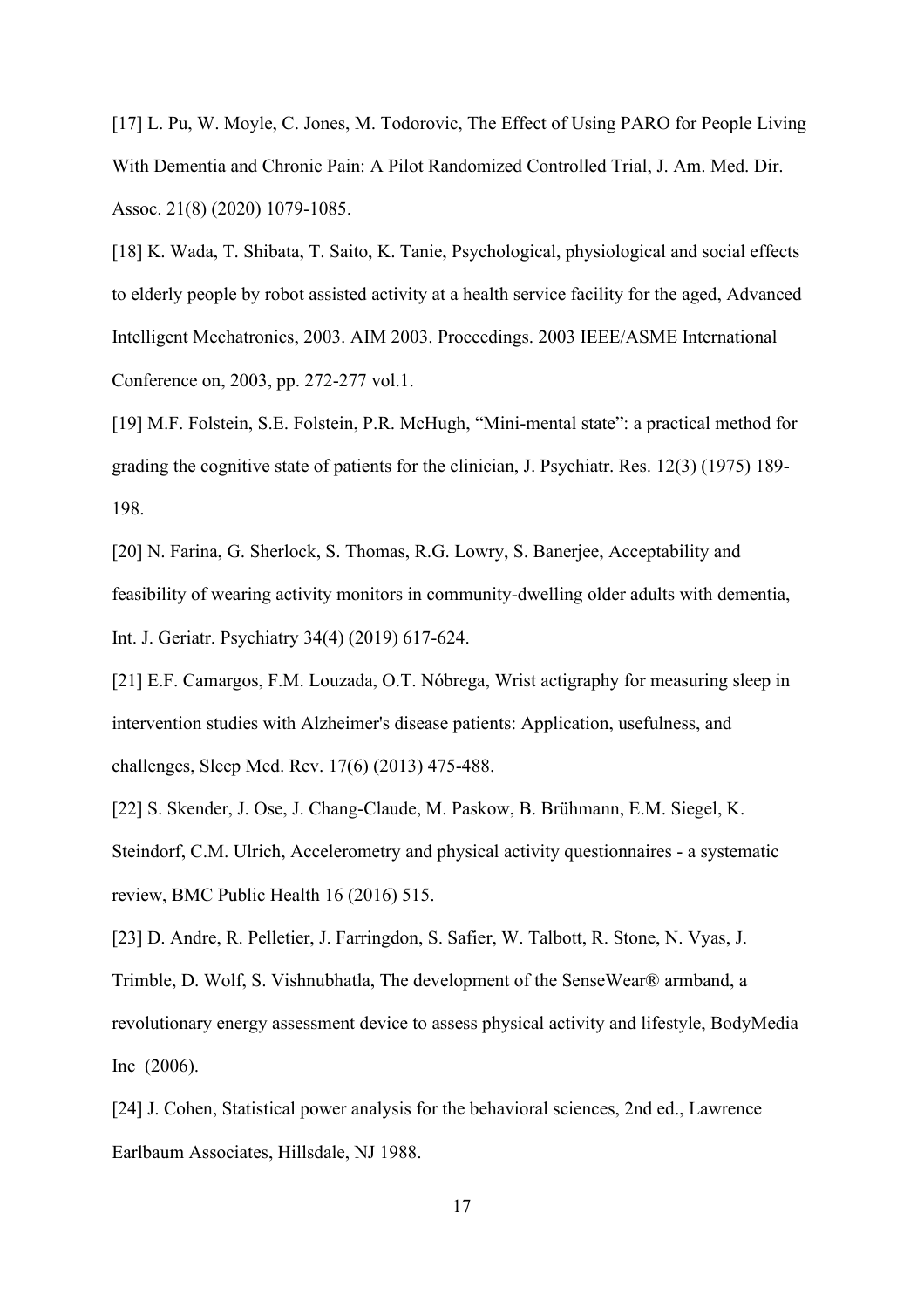[17] L. Pu, W. Moyle, C. Jones, M. Todorovic, The Effect of Using PARO for People Living With Dementia and Chronic Pain: A Pilot Randomized Controlled Trial, J. Am. Med. Dir. Assoc. 21(8) (2020) 1079-1085.

[18] K. Wada, T. Shibata, T. Saito, K. Tanie, Psychological, physiological and social effects to elderly people by robot assisted activity at a health service facility for the aged, Advanced Intelligent Mechatronics, 2003. AIM 2003. Proceedings. 2003 IEEE/ASME International Conference on, 2003, pp. 272-277 vol.1.

[19] M.F. Folstein, S.E. Folstein, P.R. McHugh, "Mini-mental state": a practical method for grading the cognitive state of patients for the clinician, J. Psychiatr. Res. 12(3) (1975) 189-198.

[20] N. Farina, G. Sherlock, S. Thomas, R.G. Lowry, S. Banerjee, Acceptability and feasibility of wearing activity monitors in community-dwelling older adults with dementia, Int. J. Geriatr. Psychiatry 34(4) (2019) 617-624.

[21] E.F. Camargos, F.M. Louzada, O.T. Nóbrega, Wrist actigraphy for measuring sleep in intervention studies with Alzheimer's disease patients: Application, usefulness, and challenges, Sleep Med. Rev. 17(6) (2013) 475-488.

[22] S. Skender, J. Ose, J. Chang-Claude, M. Paskow, B. Brühmann, E.M. Siegel, K. Steindorf, C.M. Ulrich, Accelerometry and physical activity questionnaires - a systematic review, BMC Public Health 16 (2016) 515.

[23] D. Andre, R. Pelletier, J. Farringdon, S. Safier, W. Talbott, R. Stone, N. Vyas, J. Trimble, D. Wolf, S. Vishnubhatla, The development of the SenseWear® armband, a revolutionary energy assessment device to assess physical activity and lifestyle, BodyMedia Inc (2006).

[24] J. Cohen, Statistical power analysis for the behavioral sciences, 2nd ed., Lawrence Earlbaum Associates, Hillsdale, NJ 1988.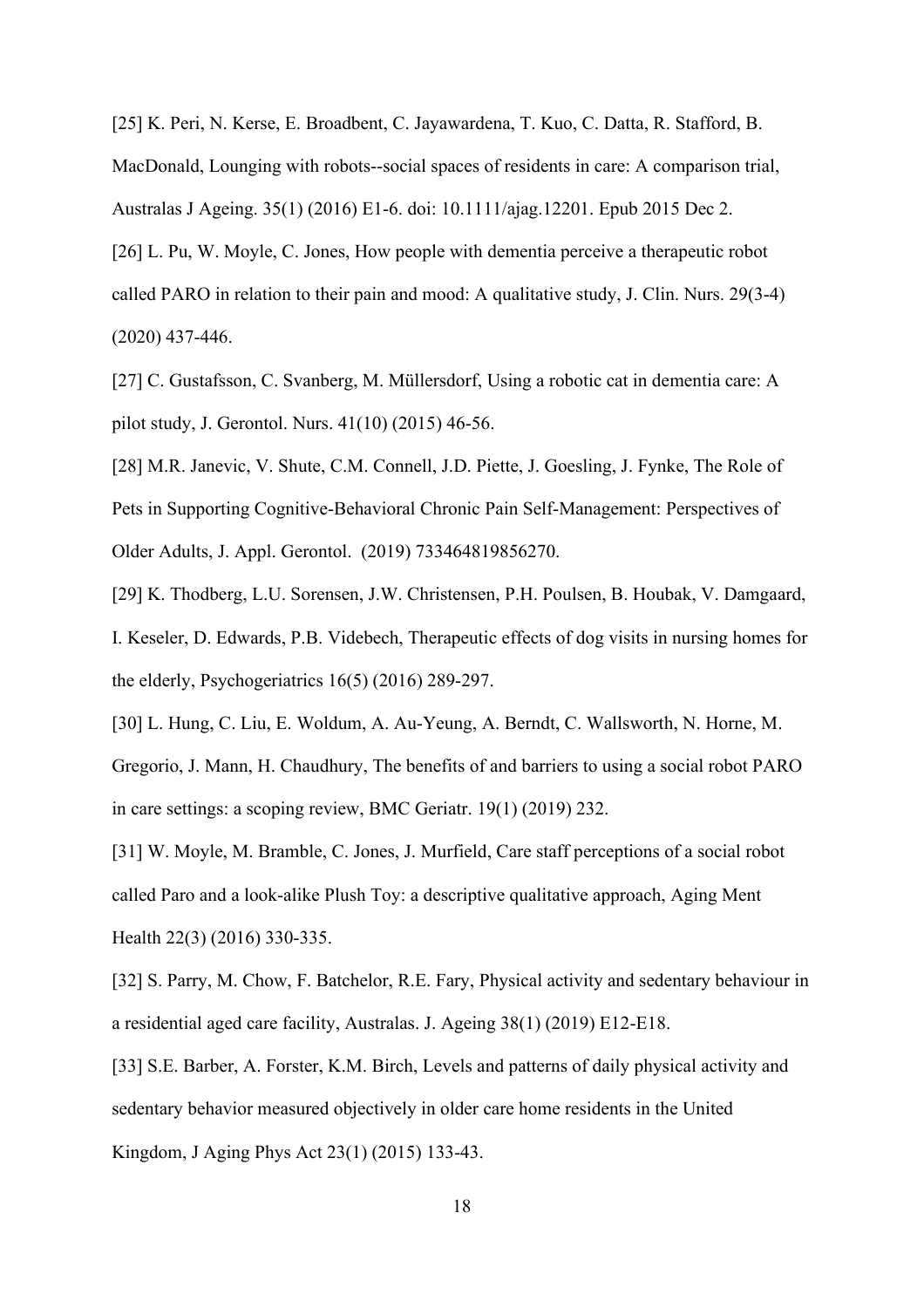[25] K. Peri, N. Kerse, E. Broadbent, C. Jayawardena, T. Kuo, C. Datta, R. Stafford, B. MacDonald, Lounging with robots--social spaces of residents in care: A comparison trial, Australas J Ageing. 35(1) (2016) E1-6. doi: 10.1111/ajag.12201. Epub 2015 Dec 2.

[26] L. Pu, W. Moyle, C. Jones, How people with dementia perceive a therapeutic robot called PARO in relation to their pain and mood: A qualitative study, J. Clin. Nurs. 29(3-4) (2020) 437-446.

[27] C. Gustafsson, C. Svanberg, M. Müllersdorf, Using a robotic cat in dementia care: A pilot study, J. Gerontol. Nurs. 41(10) (2015) 46-56.

[28] M.R. Janevic, V. Shute, C.M. Connell, J.D. Piette, J. Goesling, J. Fynke, The Role of Pets in Supporting Cognitive-Behavioral Chronic Pain Self-Management: Perspectives of Older Adults, J. Appl. Gerontol. (2019) 733464819856270.

[29] K. Thodberg, L.U. Sorensen, J.W. Christensen, P.H. Poulsen, B. Houbak, V. Damgaard, I. Keseler, D. Edwards, P.B. Videbech, Therapeutic effects of dog visits in nursing homes for the elderly, Psychogeriatrics 16(5) (2016) 289-297.

[30] L. Hung, C. Liu, E. Woldum, A. Au-Yeung, A. Berndt, C. Wallsworth, N. Horne, M. Gregorio, J. Mann, H. Chaudhury, The benefits of and barriers to using a social robot PARO in care settings: a scoping review, BMC Geriatr. 19(1) (2019) 232.

[31] W. Moyle, M. Bramble, C. Jones, J. Murfield, Care staff perceptions of a social robot called Paro and a look-alike Plush Toy: a descriptive qualitative approach, Aging Ment Health 22(3) (2016) 330-335.

[32] S. Parry, M. Chow, F. Batchelor, R.E. Fary, Physical activity and sedentary behaviour in a residential aged care facility, Australas. J. Ageing 38(1) (2019) E12-E18.

[33] S.E. Barber, A. Forster, K.M. Birch, Levels and patterns of daily physical activity and sedentary behavior measured objectively in older care home residents in the United Kingdom, J Aging Phys Act 23(1) (2015) 133-43.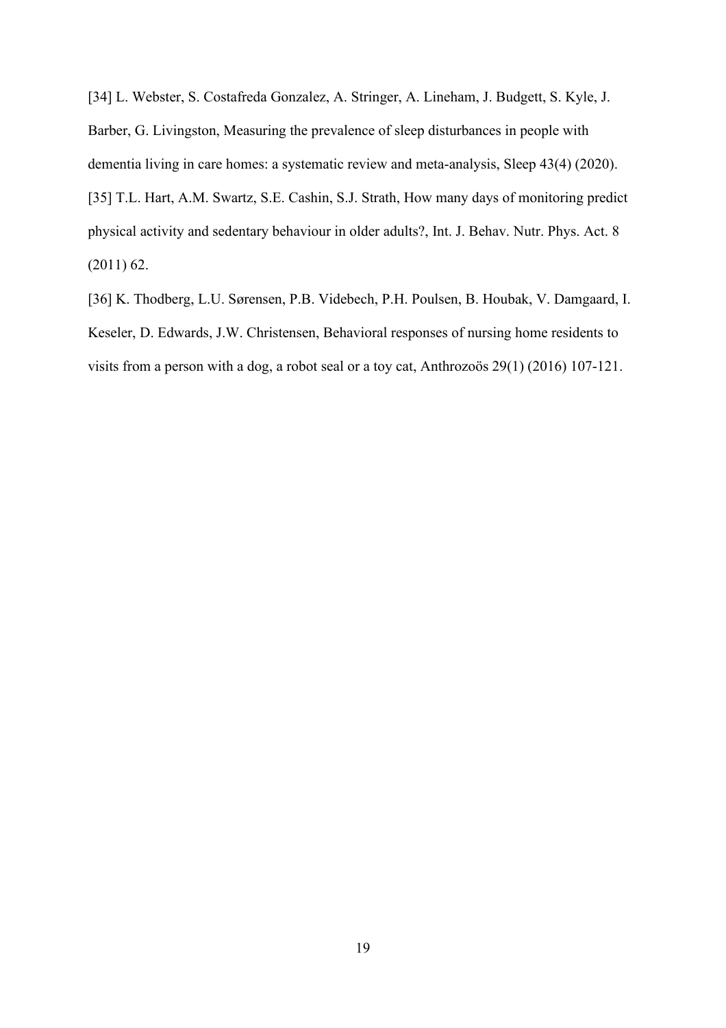[34] L. Webster, S. Costafreda Gonzalez, A. Stringer, A. Lineham, J. Budgett, S. Kyle, J. Barber, G. Livingston, Measuring the prevalence of sleep disturbances in people with dementia living in care homes: a systematic review and meta-analysis, Sleep 43(4) (2020).

[35] T.L. Hart, A.M. Swartz, S.E. Cashin, S.J. Strath, How many days of monitoring predict physical activity and sedentary behaviour in older adults?, Int. J. Behav. Nutr. Phys. Act. 8 (2011) 62.

[36] K. Thodberg, L.U. Sørensen, P.B. Videbech, P.H. Poulsen, B. Houbak, V. Damgaard, I. Keseler, D. Edwards, J.W. Christensen, Behavioral responses of nursing home residents to visits from a person with a dog, a robot seal or a toy cat, Anthrozoös 29(1) (2016) 107-121.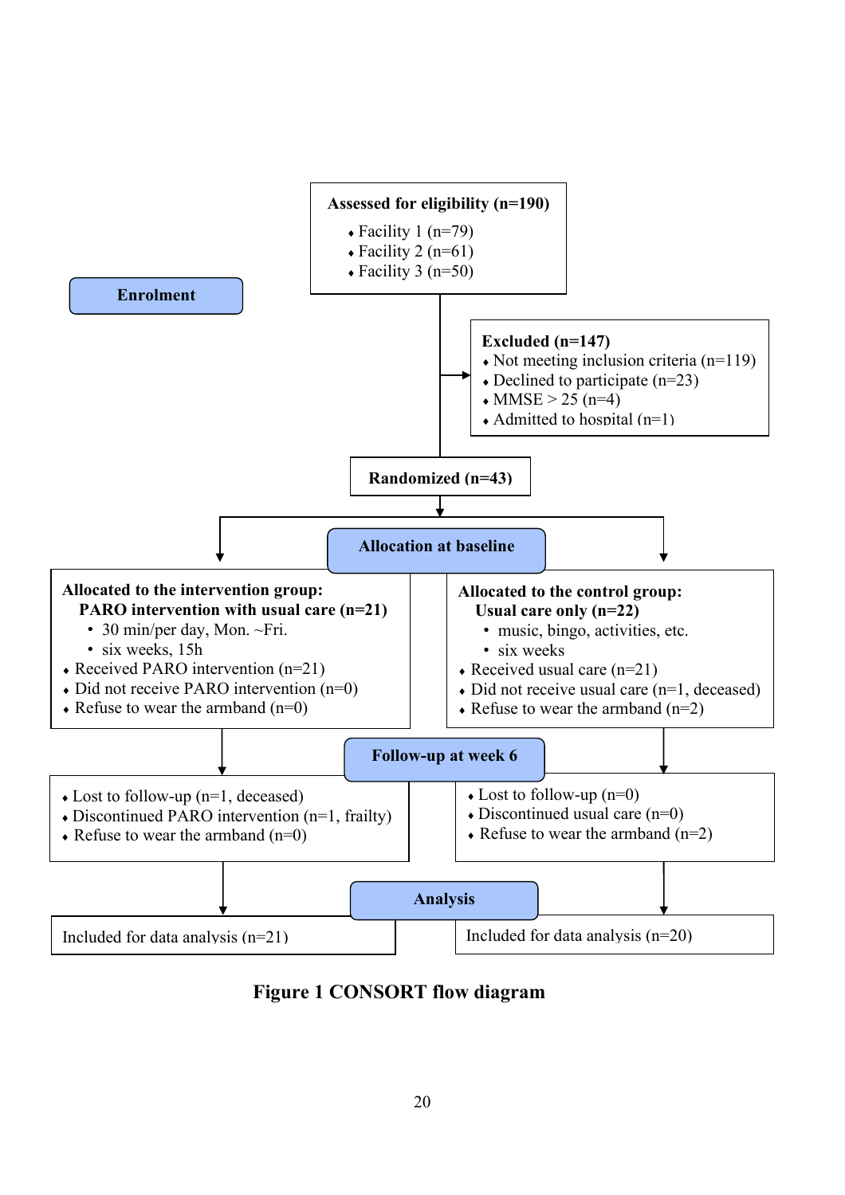**Enrolment**

**Assessed for eligibility (n=190)**

- Facility 1 (n=79)
- Facility 2 (n=61)
- Facility 3 (n=50)

**Excluded (n=147)**

- Not meeting inclusion criteria (n=119)
- Declined to participate (n=23)
- MMSE > 25 (n=4)
- Admitted to hospital (n=1)

**Randomized (n=43)**

**Allocation at baseline**

**Allocated to the intervention group:**
**PARO intervention with usual care (n=21)**

- 30 min/per day, Mon. ~Fri.
- six weeks, 15h
- Received PARO intervention (n=21)
- Did not receive PARO intervention (n=0)
- Refuse to wear the armband (n=0)

**Allocated to the control group:**
**Usual care only (n=22)**

- music, bingo, activities, etc.
- six weeks
- Received usual care (n=21)
- Did not receive usual care (n=1, deceased)
- Refuse to wear the armband (n=2)

**Follow-up at week 6**

Intervention group:

- Lost to follow-up (n=1, deceased)
- Discontinued PARO intervention (n=1, frailty)
- Refuse to wear the armband (n=0)

Control group:

- Lost to follow-up (n=0)
- Discontinued usual care (n=0)
- Refuse to wear the armband (n=2)

**Analysis**

Included for data analysis (n=21)

Included for data analysis (n=20)

**Figure 1 CONSORT flow diagram**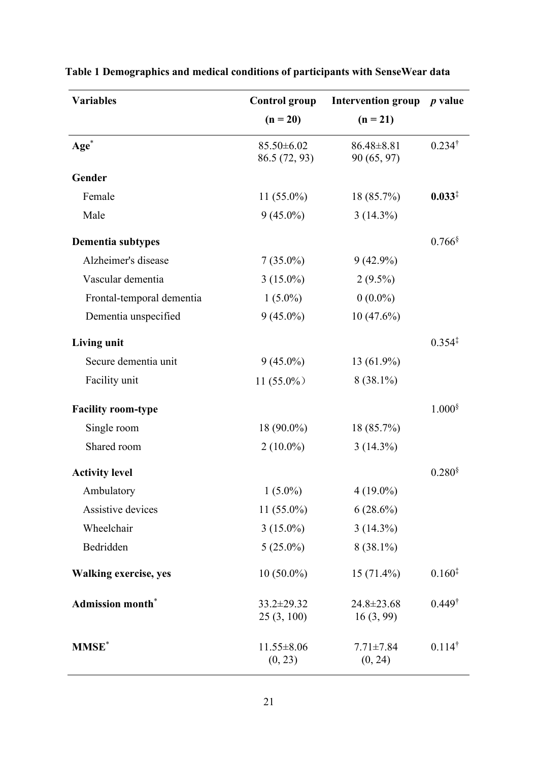**Table 1 Demographics and medical conditions of participants with SenseWear data**

| Variables | Control group (n = 20) | Intervention group (n = 21) | *p* value |
|---|---|---|---|
| **Age*** | 85.50±6.02<br>86.5 (72, 93) | 86.48±8.81<br>90 (65, 97) | 0.234† |
| **Gender** | | | |
| Female | 11 (55.0%) | 18 (85.7%) | **0.033**‡ |
| Male | 9 (45.0%) | 3 (14.3%) | |
| **Dementia subtypes** | | | 0.766§ |
| Alzheimer's disease | 7 (35.0%) | 9 (42.9%) | |
| Vascular dementia | 3 (15.0%) | 2 (9.5%) | |
| Frontal-temporal dementia | 1 (5.0%) | 0 (0.0%) | |
| Dementia unspecified | 9 (45.0%) | 10 (47.6%) | |
| **Living unit** | | | 0.354‡ |
| Secure dementia unit | 9 (45.0%) | 13 (61.9%) | |
| Facility unit | 11 (55.0%) | 8 (38.1%) | |
| **Facility room-type** | | | 1.000§ |
| Single room | 18 (90.0%) | 18 (85.7%) | |
| Shared room | 2 (10.0%) | 3 (14.3%) | |
| **Activity level** | | | 0.280§ |
| Ambulatory | 1 (5.0%) | 4 (19.0%) | |
| Assistive devices | 11 (55.0%) | 6 (28.6%) | |
| Wheelchair | 3 (15.0%) | 3 (14.3%) | |
| Bedridden | 5 (25.0%) | 8 (38.1%) | |
| **Walking exercise, yes** | 10 (50.0%) | 15 (71.4%) | 0.160‡ |
| **Admission month*** | 33.2±29.32<br>25 (3, 100) | 24.8±23.68<br>16 (3, 99) | 0.449† |
| **MMSE*** | 11.55±8.06<br>(0, 23) | 7.71±7.84<br>(0, 24) | 0.114† |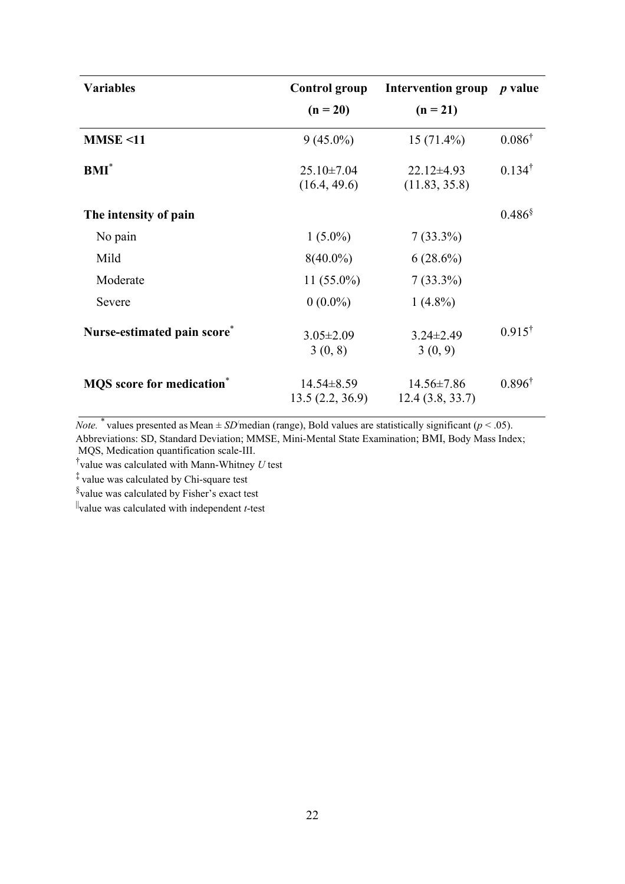| Variables | Control group (n = 20) | Intervention group (n = 21) | *p* value |
|---|---|---|---|
| **MMSE <11** | 9 (45.0%) | 15 (71.4%) | 0.086† |
| **BMI*** | 25.10±7.04<br>(16.4, 49.6) | 22.12±4.93<br>(11.83, 35.8) | 0.134† |
| **The intensity of pain** | | | 0.486§ |
| No pain | 1 (5.0%) | 7 (33.3%) | |
| Mild | 8(40.0%) | 6 (28.6%) | |
| Moderate | 11 (55.0%) | 7 (33.3%) | |
| Severe | 0 (0.0%) | 1 (4.8%) | |
| **Nurse-estimated pain score*** | 3.05±2.09<br>3 (0, 8) | 3.24±2.49<br>3 (0, 9) | 0.915† |
| **MQS score for medication*** | 14.54±8.59<br>13.5 (2.2, 36.9) | 14.56±7.86<br>12.4 (3.8, 33.7) | 0.896† |

*Note.* * values presented as Mean ± *SD*/median (range), Bold values are statistically significant ($p < .05$).
Abbreviations: SD, Standard Deviation; MMSE, Mini-Mental State Examination; BMI, Body Mass Index; MQS, Medication quantification scale-III.

† value was calculated with Mann-Whitney *U* test

‡ value was calculated by Chi-square test

§ value was calculated by Fisher's exact test

|| value was calculated with independent *t*-test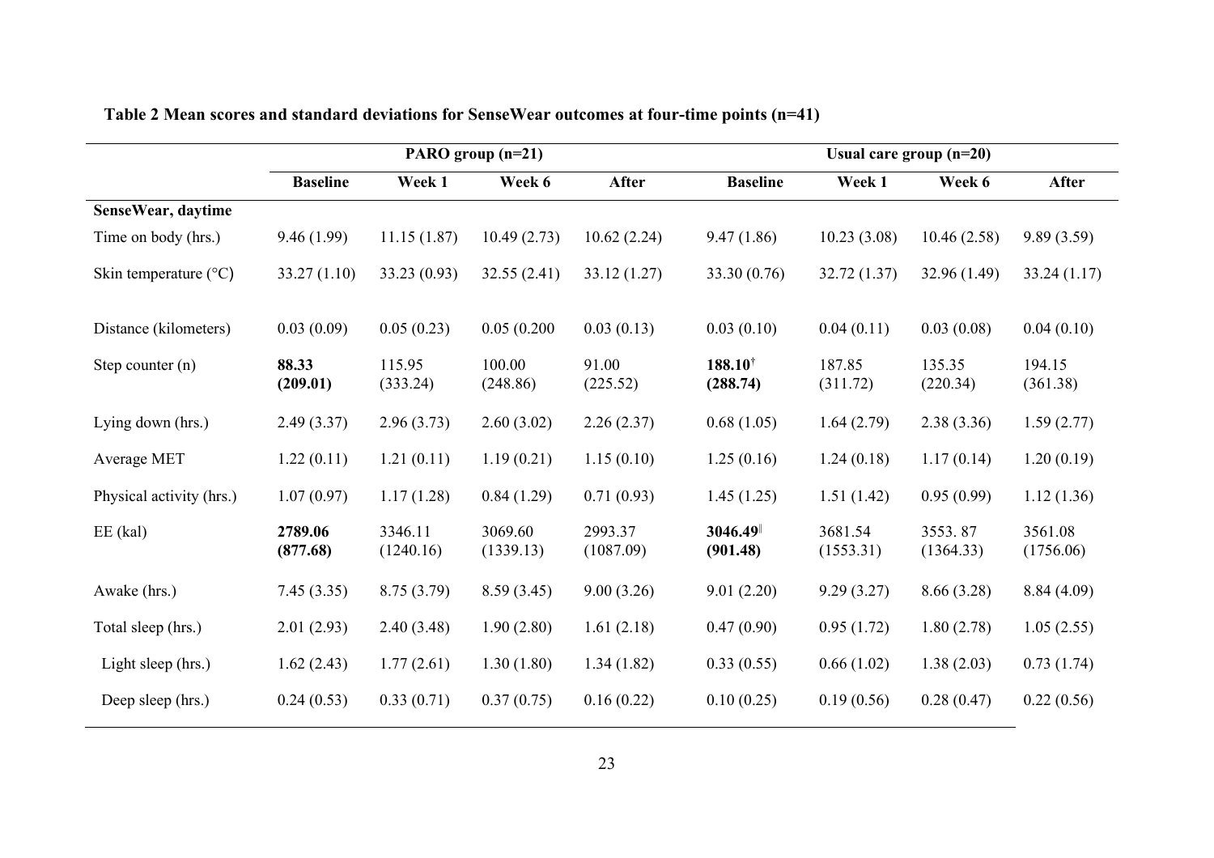**Table 2 Mean scores and standard deviations for SenseWear outcomes at four-time points (n=41)**

| | PARO group (n=21) | | | | Usual care group (n=20) | | | |
|---|---|---|---|---|---|---|---|---|
| | **Baseline** | **Week 1** | **Week 6** | **After** | **Baseline** | **Week 1** | **Week 6** | **After** |
| **SenseWear, daytime** | | | | | | | | |
| Time on body (hrs.) | 9.46 (1.99) | 11.15 (1.87) | 10.49 (2.73) | 10.62 (2.24) | 9.47 (1.86) | 10.23 (3.08) | 10.46 (2.58) | 9.89 (3.59) |
| Skin temperature (°C) | 33.27 (1.10) | 33.23 (0.93) | 32.55 (2.41) | 33.12 (1.27) | 33.30 (0.76) | 32.72 (1.37) | 32.96 (1.49) | 33.24 (1.17) |
| Distance (kilometers) | 0.03 (0.09) | 0.05 (0.23) | 0.05 (0.200 | 0.03 (0.13) | 0.03 (0.10) | 0.04 (0.11) | 0.03 (0.08) | 0.04 (0.10) |
| Step counter (n) | **88.33 (209.01)** | 115.95 (333.24) | 100.00 (248.86) | 91.00 (225.52) | **188.10**[†] **(288.74)** | 187.85 (311.72) | 135.35 (220.34) | 194.15 (361.38) |
| Lying down (hrs.) | 2.49 (3.37) | 2.96 (3.73) | 2.60 (3.02) | 2.26 (2.37) | 0.68 (1.05) | 1.64 (2.79) | 2.38 (3.36) | 1.59 (2.77) |
| Average MET | 1.22 (0.11) | 1.21 (0.11) | 1.19 (0.21) | 1.15 (0.10) | 1.25 (0.16) | 1.24 (0.18) | 1.17 (0.14) | 1.20 (0.19) |
| Physical activity (hrs.) | 1.07 (0.97) | 1.17 (1.28) | 0.84 (1.29) | 0.71 (0.93) | 1.45 (1.25) | 1.51 (1.42) | 0.95 (0.99) | 1.12 (1.36) |
| EE (kal) | **2789.06 (877.68)** | 3346.11 (1240.16) | 3069.60 (1339.13) | 2993.37 (1087.09) | **3046.49**[‖] **(901.48)** | 3681.54 (1553.31) | 3553. 87 (1364.33) | 3561.08 (1756.06) |
| Awake (hrs.) | 7.45 (3.35) | 8.75 (3.79) | 8.59 (3.45) | 9.00 (3.26) | 9.01 (2.20) | 9.29 (3.27) | 8.66 (3.28) | 8.84 (4.09) |
| Total sleep (hrs.) | 2.01 (2.93) | 2.40 (3.48) | 1.90 (2.80) | 1.61 (2.18) | 0.47 (0.90) | 0.95 (1.72) | 1.80 (2.78) | 1.05 (2.55) |
| Light sleep (hrs.) | 1.62 (2.43) | 1.77 (2.61) | 1.30 (1.80) | 1.34 (1.82) | 0.33 (0.55) | 0.66 (1.02) | 1.38 (2.03) | 0.73 (1.74) |
| Deep sleep (hrs.) | 0.24 (0.53) | 0.33 (0.71) | 0.37 (0.75) | 0.16 (0.22) | 0.10 (0.25) | 0.19 (0.56) | 0.28 (0.47) | 0.22 (0.56) |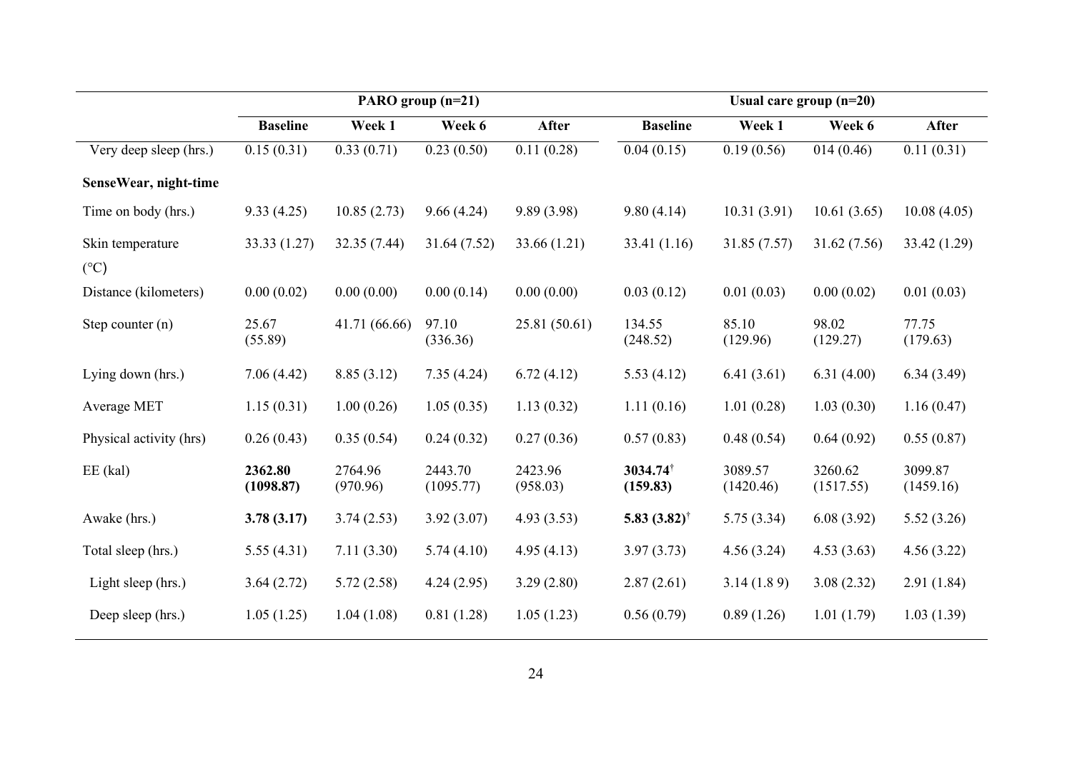| | PARO group (n=21) | | | | Usual care group (n=20) | | | |
|---|---|---|---|---|---|---|---|---|
| | **Baseline** | **Week 1** | **Week 6** | **After** | **Baseline** | **Week 1** | **Week 6** | **After** |
| Very deep sleep (hrs.) | 0.15 (0.31) | 0.33 (0.71) | 0.23 (0.50) | 0.11 (0.28) | 0.04 (0.15) | 0.19 (0.56) | 014 (0.46) | 0.11 (0.31) |
| **SenseWear, night-time** | | | | | | | | |
| Time on body (hrs.) | 9.33 (4.25) | 10.85 (2.73) | 9.66 (4.24) | 9.89 (3.98) | 9.80 (4.14) | 10.31 (3.91) | 10.61 (3.65) | 10.08 (4.05) |
| Skin temperature (°C) | 33.33 (1.27) | 32.35 (7.44) | 31.64 (7.52) | 33.66 (1.21) | 33.41 (1.16) | 31.85 (7.57) | 31.62 (7.56) | 33.42 (1.29) |
| Distance (kilometers) | 0.00 (0.02) | 0.00 (0.00) | 0.00 (0.14) | 0.00 (0.00) | 0.03 (0.12) | 0.01 (0.03) | 0.00 (0.02) | 0.01 (0.03) |
| Step counter (n) | 25.67 (55.89) | 41.71 (66.66) | 97.10 (336.36) | 25.81 (50.61) | 134.55 (248.52) | 85.10 (129.96) | 98.02 (129.27) | 77.75 (179.63) |
| Lying down (hrs.) | 7.06 (4.42) | 8.85 (3.12) | 7.35 (4.24) | 6.72 (4.12) | 5.53 (4.12) | 6.41 (3.61) | 6.31 (4.00) | 6.34 (3.49) |
| Average MET | 1.15 (0.31) | 1.00 (0.26) | 1.05 (0.35) | 1.13 (0.32) | 1.11 (0.16) | 1.01 (0.28) | 1.03 (0.30) | 1.16 (0.47) |
| Physical activity (hrs) | 0.26 (0.43) | 0.35 (0.54) | 0.24 (0.32) | 0.27 (0.36) | 0.57 (0.83) | 0.48 (0.54) | 0.64 (0.92) | 0.55 (0.87) |
| EE (kal) | **2362.80 (1098.87)** | 2764.96 (970.96) | 2443.70 (1095.77) | 2423.96 (958.03) | **3034.74**† **(159.83)** | 3089.57 (1420.46) | 3260.62 (1517.55) | 3099.87 (1459.16) |
| Awake (hrs.) | **3.78 (3.17)** | 3.74 (2.53) | 3.92 (3.07) | 4.93 (3.53) | **5.83 (3.82)**† | 5.75 (3.34) | 6.08 (3.92) | 5.52 (3.26) |
| Total sleep (hrs.) | 5.55 (4.31) | 7.11 (3.30) | 5.74 (4.10) | 4.95 (4.13) | 3.97 (3.73) | 4.56 (3.24) | 4.53 (3.63) | 4.56 (3.22) |
| Light sleep (hrs.) | 3.64 (2.72) | 5.72 (2.58) | 4.24 (2.95) | 3.29 (2.80) | 2.87 (2.61) | 3.14 (1.8 9) | 3.08 (2.32) | 2.91 (1.84) |
| Deep sleep (hrs.) | 1.05 (1.25) | 1.04 (1.08) | 0.81 (1.28) | 1.05 (1.23) | 0.56 (0.79) | 0.89 (1.26) | 1.01 (1.79) | 1.03 (1.39) |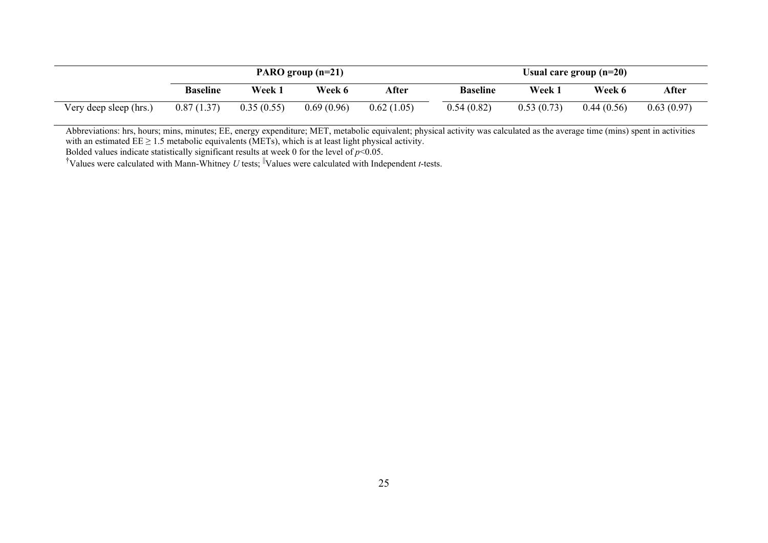| | PARO group (n=21) | | | | Usual care group (n=20) | | | |
|---|---|---|---|---|---|---|---|---|
| | **Baseline** | **Week 1** | **Week 6** | **After** | **Baseline** | **Week 1** | **Week 6** | **After** |
| Very deep sleep (hrs.) | 0.87 (1.37) | 0.35 (0.55) | 0.69 (0.96) | 0.62 (1.05) | 0.54 (0.82) | 0.53 (0.73) | 0.44 (0.56) | 0.63 (0.97) |

Abbreviations: hrs, hours; mins, minutes; EE, energy expenditure; MET, metabolic equivalent; physical activity was calculated as the average time (mins) spent in activities with an estimated EE $\geq$ 1.5 metabolic equivalents (METs), which is at least light physical activity.

Bolded values indicate statistically significant results at week 0 for the level of $p$<0.05.

[†]Values were calculated with Mann-Whitney $U$ tests; [‖]Values were calculated with Independent $t$-tests.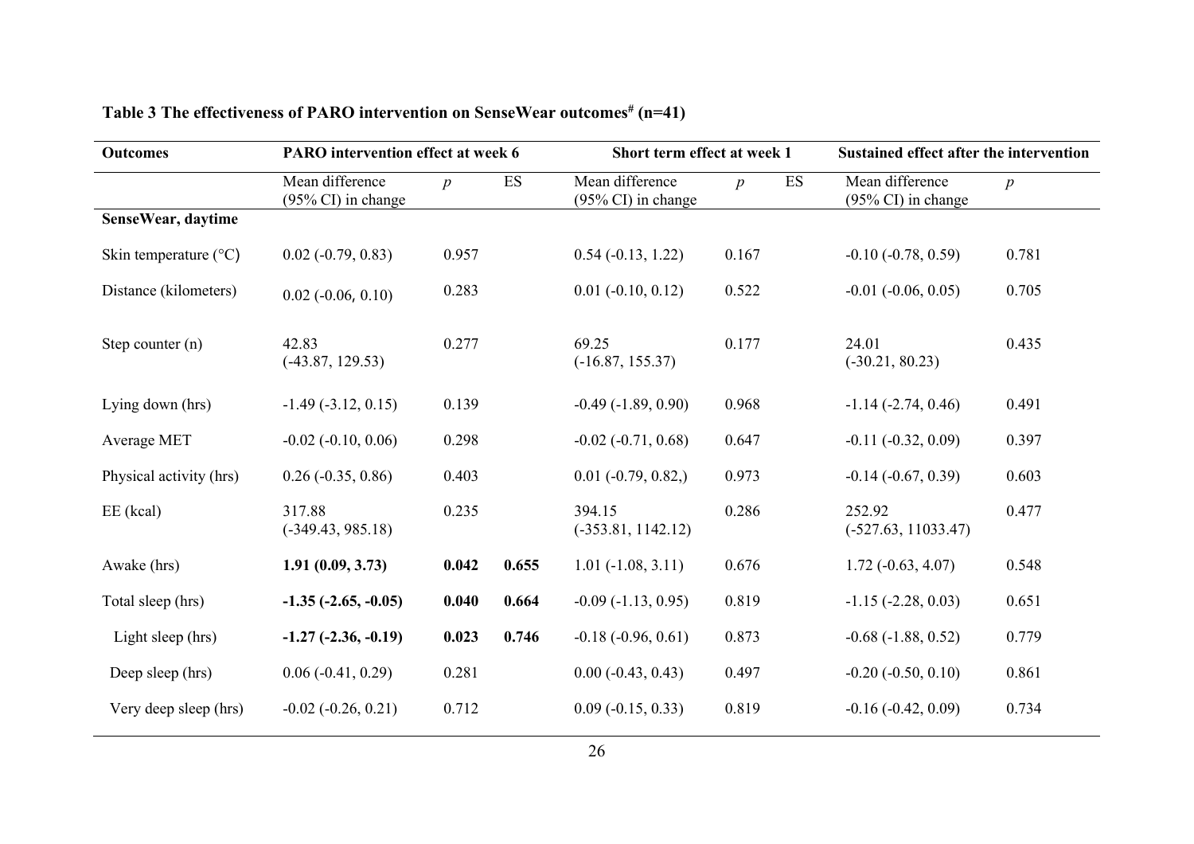**Table 3 The effectiveness of PARO intervention on SenseWear outcomes# (n=41)**

| Outcomes | PARO intervention effect at week 6 | | | Short term effect at week 1 | | | Sustained effect after the intervention | |
|---|---|---|---|---|---|---|---|---|
| | Mean difference (95% CI) in change | *p* | ES | Mean difference (95% CI) in change | *p* | ES | Mean difference (95% CI) in change | *p* |
| **SenseWear, daytime** | | | | | | | | |
| Skin temperature (°C) | 0.02 (-0.79, 0.83) | 0.957 | | 0.54 (-0.13, 1.22) | 0.167 | | -0.10 (-0.78, 0.59) | 0.781 |
| Distance (kilometers) | 0.02 (-0.06, 0.10) | 0.283 | | 0.01 (-0.10, 0.12) | 0.522 | | -0.01 (-0.06, 0.05) | 0.705 |
| Step counter (n) | 42.83 (-43.87, 129.53) | 0.277 | | 69.25 (-16.87, 155.37) | 0.177 | | 24.01 (-30.21, 80.23) | 0.435 |
| Lying down (hrs) | -1.49 (-3.12, 0.15) | 0.139 | | -0.49 (-1.89, 0.90) | 0.968 | | -1.14 (-2.74, 0.46) | 0.491 |
| Average MET | -0.02 (-0.10, 0.06) | 0.298 | | -0.02 (-0.71, 0.68) | 0.647 | | -0.11 (-0.32, 0.09) | 0.397 |
| Physical activity (hrs) | 0.26 (-0.35, 0.86) | 0.403 | | 0.01 (-0.79, 0.82,) | 0.973 | | -0.14 (-0.67, 0.39) | 0.603 |
| EE (kcal) | 317.88 (-349.43, 985.18) | 0.235 | | 394.15 (-353.81, 1142.12) | 0.286 | | 252.92 (-527.63, 11033.47) | 0.477 |
| Awake (hrs) | **1.91 (0.09, 3.73)** | **0.042** | **0.655** | 1.01 (-1.08, 3.11) | 0.676 | | 1.72 (-0.63, 4.07) | 0.548 |
| Total sleep (hrs) | **-1.35 (-2.65, -0.05)** | **0.040** | **0.664** | -0.09 (-1.13, 0.95) | 0.819 | | -1.15 (-2.28, 0.03) | 0.651 |
| Light sleep (hrs) | **-1.27 (-2.36, -0.19)** | **0.023** | **0.746** | -0.18 (-0.96, 0.61) | 0.873 | | -0.68 (-1.88, 0.52) | 0.779 |
| Deep sleep (hrs) | 0.06 (-0.41, 0.29) | 0.281 | | 0.00 (-0.43, 0.43) | 0.497 | | -0.20 (-0.50, 0.10) | 0.861 |
| Very deep sleep (hrs) | -0.02 (-0.26, 0.21) | 0.712 | | 0.09 (-0.15, 0.33) | 0.819 | | -0.16 (-0.42, 0.09) | 0.734 |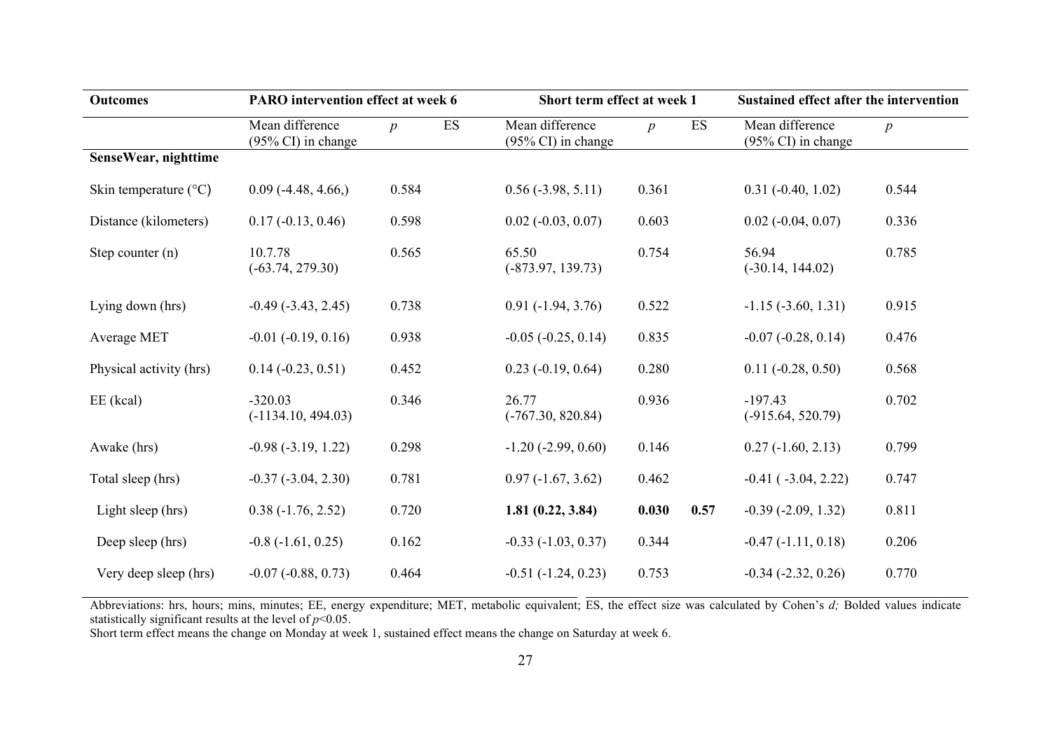| Outcomes | PARO intervention effect at week 6 | | | Short term effect at week 1 | | | Sustained effect after the intervention | |
|---|---|---|---|---|---|---|---|---|
| | Mean difference (95% CI) in change | *p* | ES | Mean difference (95% CI) in change | *p* | ES | Mean difference (95% CI) in change | *p* |
| **SenseWear, nighttime** | | | | | | | | |
| Skin temperature (°C) | 0.09 (-4.48, 4.66,) | 0.584 | | 0.56 (-3.98, 5.11) | 0.361 | | 0.31 (-0.40, 1.02) | 0.544 |
| Distance (kilometers) | 0.17 (-0.13, 0.46) | 0.598 | | 0.02 (-0.03, 0.07) | 0.603 | | 0.02 (-0.04, 0.07) | 0.336 |
| Step counter (n) | 10.7.78 (-63.74, 279.30) | 0.565 | | 65.50 (-873.97, 139.73) | 0.754 | | 56.94 (-30.14, 144.02) | 0.785 |
| Lying down (hrs) | -0.49 (-3.43, 2.45) | 0.738 | | 0.91 (-1.94, 3.76) | 0.522 | | -1.15 (-3.60, 1.31) | 0.915 |
| Average MET | -0.01 (-0.19, 0.16) | 0.938 | | -0.05 (-0.25, 0.14) | 0.835 | | -0.07 (-0.28, 0.14) | 0.476 |
| Physical activity (hrs) | 0.14 (-0.23, 0.51) | 0.452 | | 0.23 (-0.19, 0.64) | 0.280 | | 0.11 (-0.28, 0.50) | 0.568 |
| EE (kcal) | -320.03 (-1134.10, 494.03) | 0.346 | | 26.77 (-767.30, 820.84) | 0.936 | | -197.43 (-915.64, 520.79) | 0.702 |
| Awake (hrs) | -0.98 (-3.19, 1.22) | 0.298 | | -1.20 (-2.99, 0.60) | 0.146 | | 0.27 (-1.60, 2.13) | 0.799 |
| Total sleep (hrs) | -0.37 (-3.04, 2.30) | 0.781 | | 0.97 (-1.67, 3.62) | 0.462 | | -0.41 ( -3.04, 2.22) | 0.747 |
| Light sleep (hrs) | 0.38 (-1.76, 2.52) | 0.720 | | **1.81 (0.22, 3.84)** | **0.030** | **0.57** | -0.39 (-2.09, 1.32) | 0.811 |
| Deep sleep (hrs) | -0.8 (-1.61, 0.25) | 0.162 | | -0.33 (-1.03, 0.37) | 0.344 | | -0.47 (-1.11, 0.18) | 0.206 |
| Very deep sleep (hrs) | -0.07 (-0.88, 0.73) | 0.464 | | -0.51 (-1.24, 0.23) | 0.753 | | -0.34 (-2.32, 0.26) | 0.770 |

Abbreviations: hrs, hours; mins, minutes; EE, energy expenditure; MET, metabolic equivalent; ES, the effect size was calculated by Cohen's *d;* Bolded values indicate statistically significant results at the level of $p<0.05$.
Short term effect means the change on Monday at week 1, sustained effect means the change on Saturday at week 6.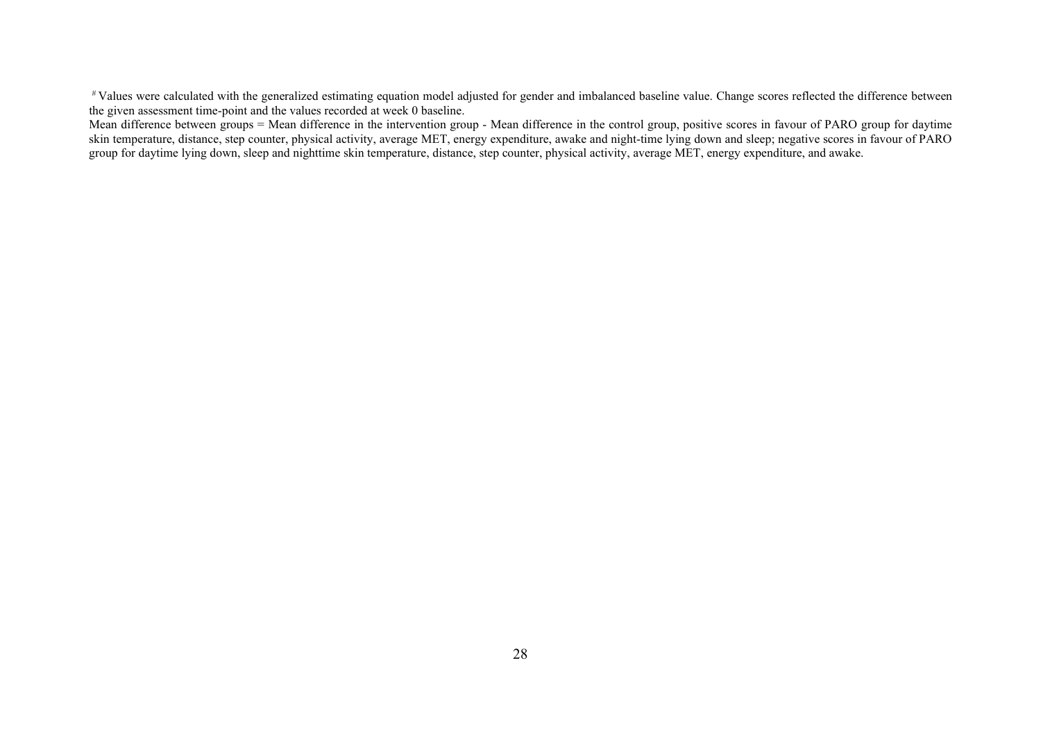[#] Values were calculated with the generalized estimating equation model adjusted for gender and imbalanced baseline value. Change scores reflected the difference between the given assessment time-point and the values recorded at week 0 baseline.

Mean difference between groups = Mean difference in the intervention group - Mean difference in the control group, positive scores in favour of PARO group for daytime skin temperature, distance, step counter, physical activity, average MET, energy expenditure, awake and night-time lying down and sleep; negative scores in favour of PARO group for daytime lying down, sleep and nighttime skin temperature, distance, step counter, physical activity, average MET, energy expenditure, and awake.